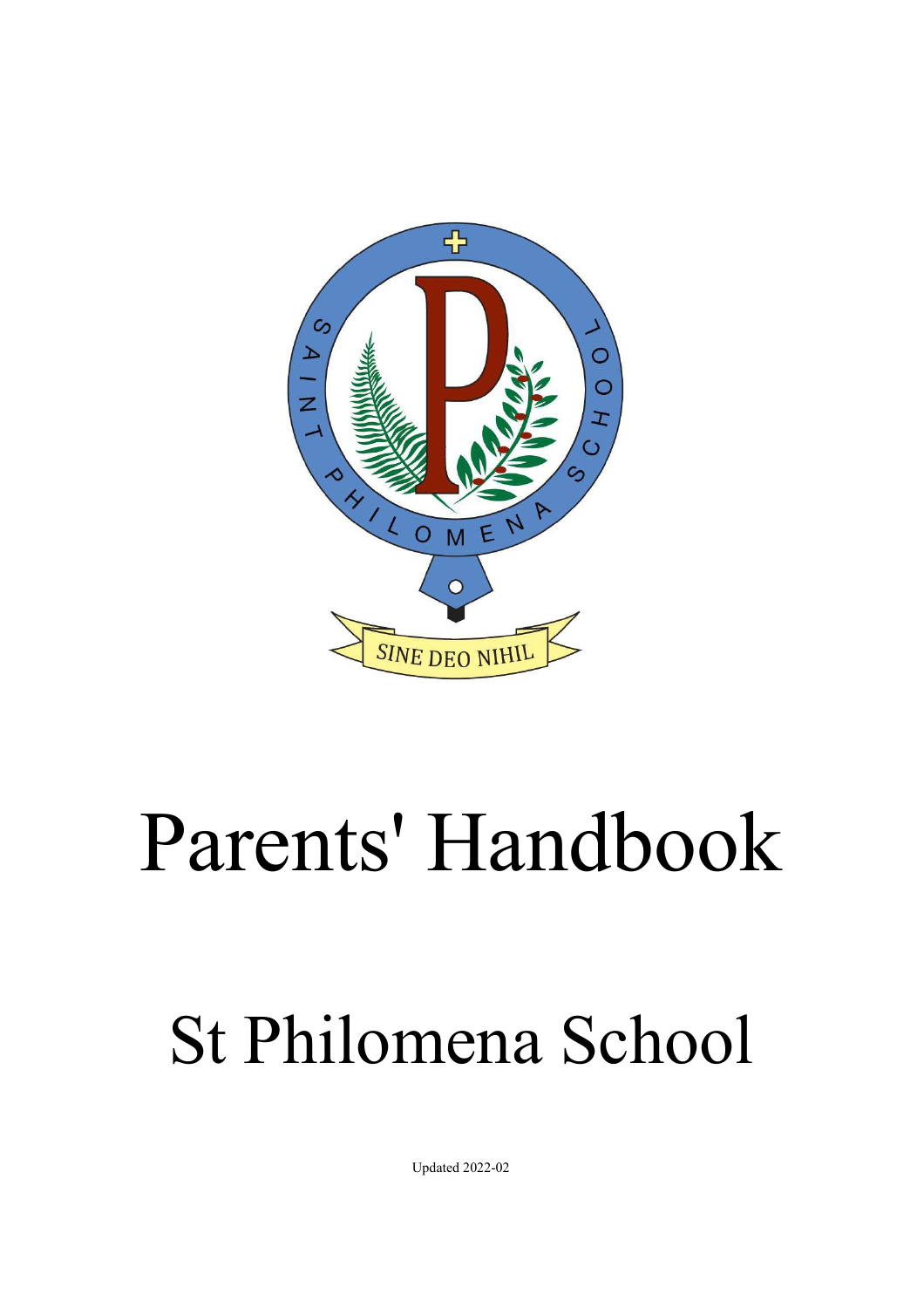# Parents' Handbook

# St Philomena School

Updated 2022-02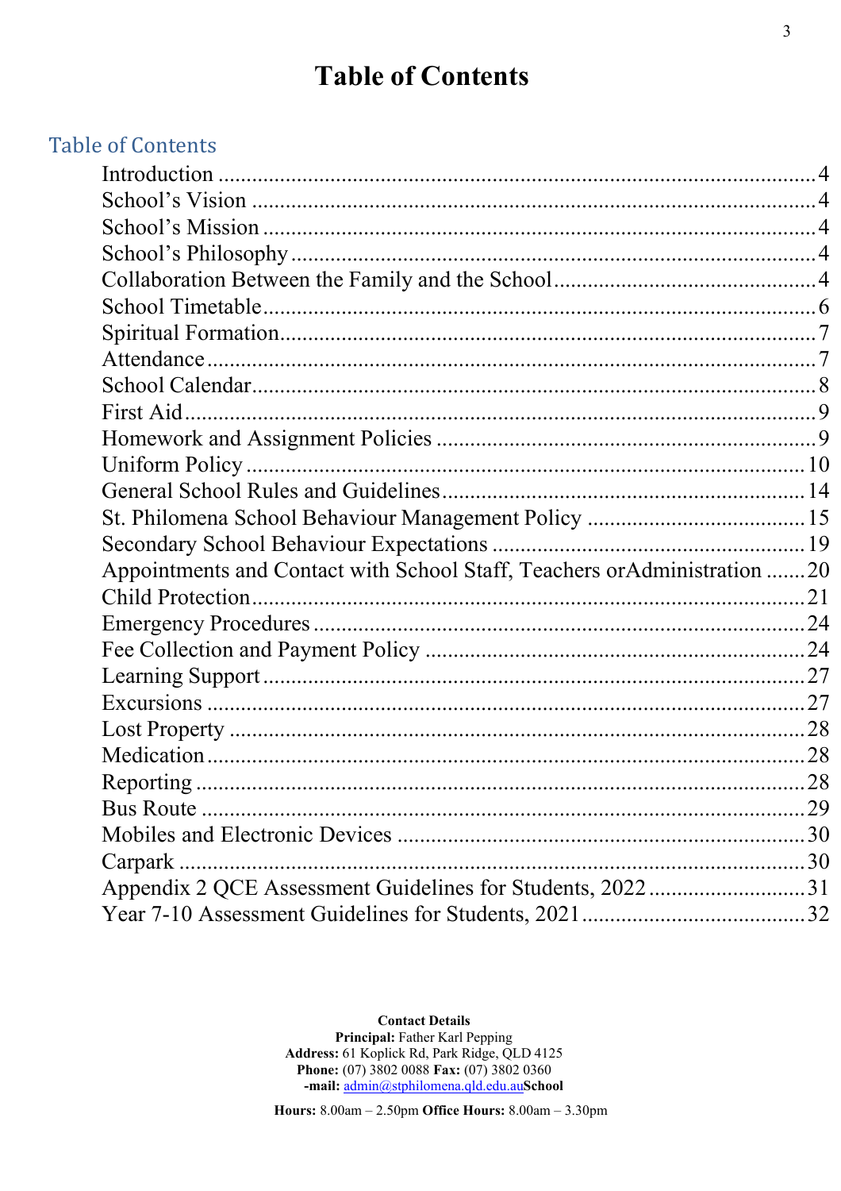# Table of Contents

## Table of Contents

| | |
|---|---|
| Introduction | 4 |
| School's Vision | 4 |
| School's Mission | 4 |
| School's Philosophy | 4 |
| Collaboration Between the Family and the School | 4 |
| School Timetable | 6 |
| Spiritual Formation | 7 |
| Attendance | 7 |
| School Calendar | 8 |
| First Aid | 9 |
| Homework and Assignment Policies | 9 |
| Uniform Policy | 10 |
| General School Rules and Guidelines | 14 |
| St. Philomena School Behaviour Management Policy | 15 |
| Secondary School Behaviour Expectations | 19 |
| Appointments and Contact with School Staff, Teachers orAdministration | 20 |
| Child Protection | 21 |
| Emergency Procedures | 24 |
| Fee Collection and Payment Policy | 24 |
| Learning Support | 27 |
| Excursions | 27 |
| Lost Property | 28 |
| Medication | 28 |
| Reporting | 28 |
| Bus Route | 29 |
| Mobiles and Electronic Devices | 30 |
| Carpark | 30 |
| Appendix 2 QCE Assessment Guidelines for Students, 2022 | 31 |
| Year 7-10 Assessment Guidelines for Students, 2021 | 32 |

**Contact Details**
**Principal:** Father Karl Pepping
**Address:** 61 Koplick Rd, Park Ridge, QLD 4125
**Phone:** (07) 3802 0088 **Fax:** (07) 3802 0360
**-mail:** admin@stphilomena.qld.edu.au**School**

**Hours:** 8.00am – 2.50pm **Office Hours:** 8.00am – 3.30pm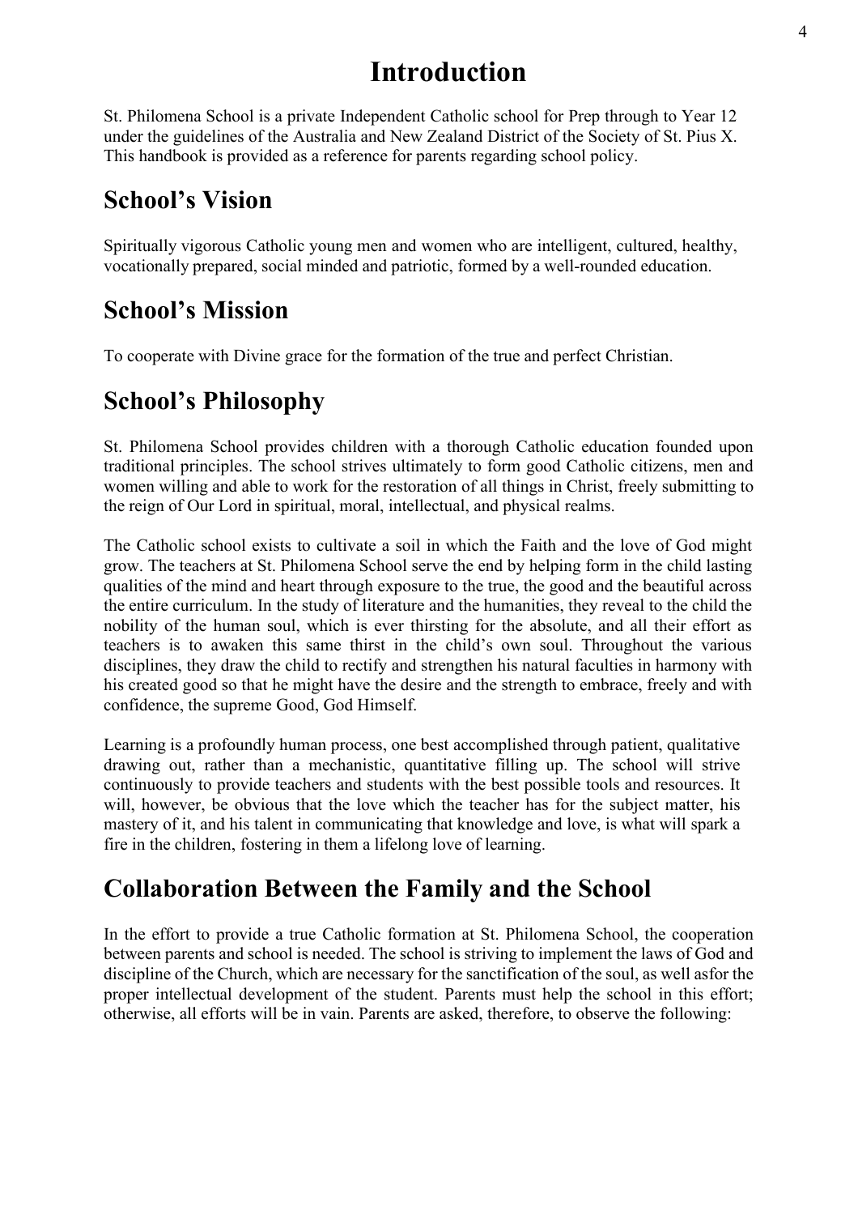# Introduction

St. Philomena School is a private Independent Catholic school for Prep through to Year 12 under the guidelines of the Australia and New Zealand District of the Society of St. Pius X. This handbook is provided as a reference for parents regarding school policy.

## School's Vision

Spiritually vigorous Catholic young men and women who are intelligent, cultured, healthy, vocationally prepared, social minded and patriotic, formed by a well-rounded education.

## School's Mission

To cooperate with Divine grace for the formation of the true and perfect Christian.

## School's Philosophy

St. Philomena School provides children with a thorough Catholic education founded upon traditional principles. The school strives ultimately to form good Catholic citizens, men and women willing and able to work for the restoration of all things in Christ, freely submitting to the reign of Our Lord in spiritual, moral, intellectual, and physical realms.

The Catholic school exists to cultivate a soil in which the Faith and the love of God might grow. The teachers at St. Philomena School serve the end by helping form in the child lasting qualities of the mind and heart through exposure to the true, the good and the beautiful across the entire curriculum. In the study of literature and the humanities, they reveal to the child the nobility of the human soul, which is ever thirsting for the absolute, and all their effort as teachers is to awaken this same thirst in the child's own soul. Throughout the various disciplines, they draw the child to rectify and strengthen his natural faculties in harmony with his created good so that he might have the desire and the strength to embrace, freely and with confidence, the supreme Good, God Himself.

Learning is a profoundly human process, one best accomplished through patient, qualitative drawing out, rather than a mechanistic, quantitative filling up. The school will strive continuously to provide teachers and students with the best possible tools and resources. It will, however, be obvious that the love which the teacher has for the subject matter, his mastery of it, and his talent in communicating that knowledge and love, is what will spark a fire in the children, fostering in them a lifelong love of learning.

## Collaboration Between the Family and the School

In the effort to provide a true Catholic formation at St. Philomena School, the cooperation between parents and school is needed. The school is striving to implement the laws of God and discipline of the Church, which are necessary for the sanctification of the soul, as well asfor the proper intellectual development of the student. Parents must help the school in this effort; otherwise, all efforts will be in vain. Parents are asked, therefore, to observe the following: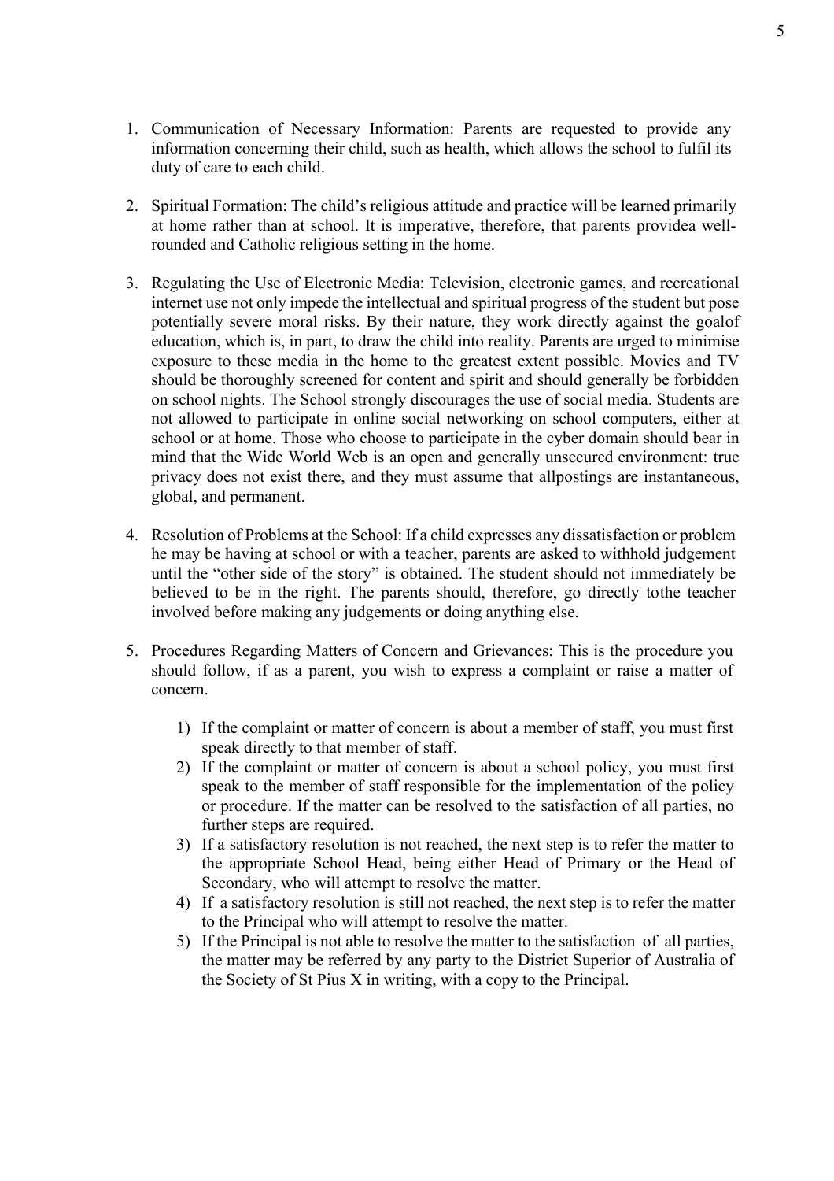1. Communication of Necessary Information: Parents are requested to provide any information concerning their child, such as health, which allows the school to fulfil its duty of care to each child.

2. Spiritual Formation: The child's religious attitude and practice will be learned primarily at home rather than at school. It is imperative, therefore, that parents providea well-rounded and Catholic religious setting in the home.

3. Regulating the Use of Electronic Media: Television, electronic games, and recreational internet use not only impede the intellectual and spiritual progress of the student but pose potentially severe moral risks. By their nature, they work directly against the goalof education, which is, in part, to draw the child into reality. Parents are urged to minimise exposure to these media in the home to the greatest extent possible. Movies and TV should be thoroughly screened for content and spirit and should generally be forbidden on school nights. The School strongly discourages the use of social media. Students are not allowed to participate in online social networking on school computers, either at school or at home. Those who choose to participate in the cyber domain should bear in mind that the Wide World Web is an open and generally unsecured environment: true privacy does not exist there, and they must assume that allpostings are instantaneous, global, and permanent.

4. Resolution of Problems at the School: If a child expresses any dissatisfaction or problem he may be having at school or with a teacher, parents are asked to withhold judgement until the "other side of the story" is obtained. The student should not immediately be believed to be in the right. The parents should, therefore, go directly tothe teacher involved before making any judgements or doing anything else.

5. Procedures Regarding Matters of Concern and Grievances: This is the procedure you should follow, if as a parent, you wish to express a complaint or raise a matter of concern.

    1) If the complaint or matter of concern is about a member of staff, you must first speak directly to that member of staff.
    2) If the complaint or matter of concern is about a school policy, you must first speak to the member of staff responsible for the implementation of the policy or procedure. If the matter can be resolved to the satisfaction of all parties, no further steps are required.
    3) If a satisfactory resolution is not reached, the next step is to refer the matter to the appropriate School Head, being either Head of Primary or the Head of Secondary, who will attempt to resolve the matter.
    4) If a satisfactory resolution is still not reached, the next step is to refer the matter to the Principal who will attempt to resolve the matter.
    5) If the Principal is not able to resolve the matter to the satisfaction of all parties, the matter may be referred by any party to the District Superior of Australia of the Society of St Pius X in writing, with a copy to the Principal.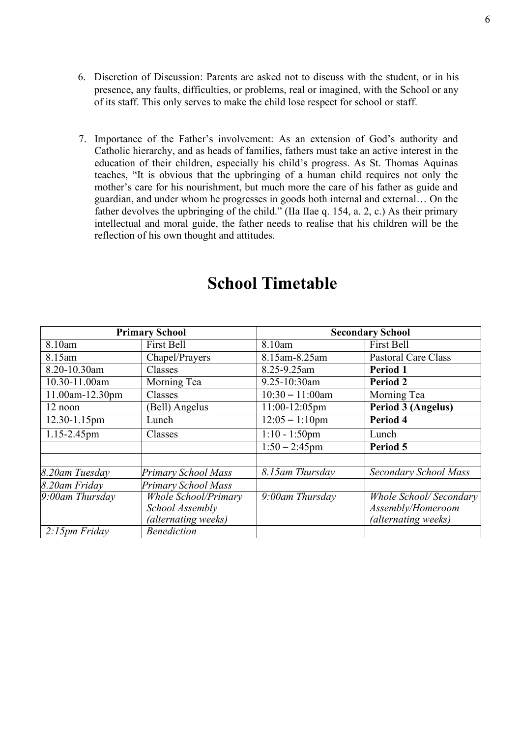6. Discretion of Discussion: Parents are asked not to discuss with the student, or in his presence, any faults, difficulties, or problems, real or imagined, with the School or any of its staff. This only serves to make the child lose respect for school or staff.

7. Importance of the Father's involvement: As an extension of God's authority and Catholic hierarchy, and as heads of families, fathers must take an active interest in the education of their children, especially his child's progress. As St. Thomas Aquinas teaches, "It is obvious that the upbringing of a human child requires not only the mother's care for his nourishment, but much more the care of his father as guide and guardian, and under whom he progresses in goods both internal and external… On the father devolves the upbringing of the child." (IIa IIae q. 154, a. 2, c.) As their primary intellectual and moral guide, the father needs to realise that his children will be the reflection of his own thought and attitudes.

# School Timetable

| **Primary School** | | **Secondary School** | |
|---|---|---|---|
| 8.10am | First Bell | 8.10am | First Bell |
| 8.15am | Chapel/Prayers | 8.15am-8.25am | Pastoral Care Class |
| 8.20-10.30am | Classes | 8.25-9.25am | **Period 1** |
| 10.30-11.00am | Morning Tea | 9.25-10:30am | **Period 2** |
| 11.00am-12.30pm | Classes | 10:30 – 11:00am | Morning Tea |
| 12 noon | (Bell) Angelus | 11:00-12:05pm | **Period 3 (Angelus)** |
| 12.30-1.15pm | Lunch | 12:05 – 1:10pm | **Period 4** |
| 1.15-2.45pm | Classes | 1:10 - 1:50pm | Lunch |
| | | 1:50 – 2:45pm | **Period 5** |
| | | | |
| *8.20am Tuesday* | *Primary School Mass* | *8.15am Thursday* | *Secondary School Mass* |
| *8.20am Friday* | *Primary School Mass* | | |
| *9:00am Thursday* | *Whole School/Primary School Assembly (alternating weeks)* | *9:00am Thursday* | *Whole School/ Secondary Assembly/Homeroom (alternating weeks)* |
| *2:15pm Friday* | *Benediction* | | |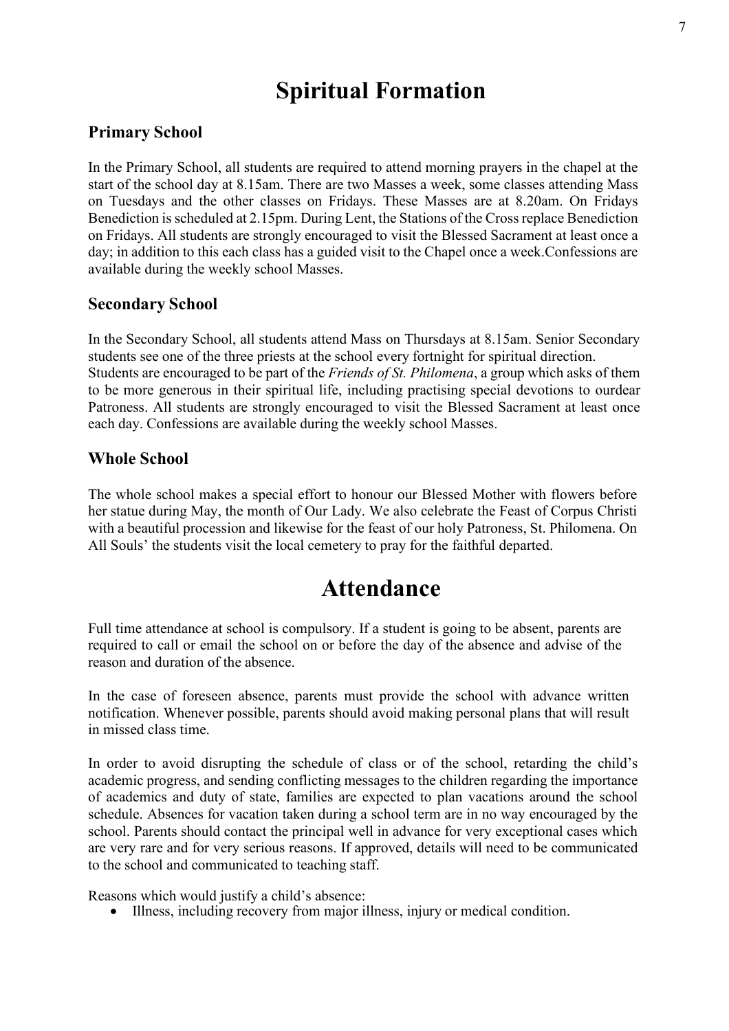# Spiritual Formation

## Primary School

In the Primary School, all students are required to attend morning prayers in the chapel at the start of the school day at 8.15am. There are two Masses a week, some classes attending Mass on Tuesdays and the other classes on Fridays. These Masses are at 8.20am. On Fridays Benediction is scheduled at 2.15pm. During Lent, the Stations of the Cross replace Benediction on Fridays. All students are strongly encouraged to visit the Blessed Sacrament at least once a day; in addition to this each class has a guided visit to the Chapel once a week.Confessions are available during the weekly school Masses.

## Secondary School

In the Secondary School, all students attend Mass on Thursdays at 8.15am. Senior Secondary students see one of the three priests at the school every fortnight for spiritual direction. Students are encouraged to be part of the *Friends of St. Philomena*, a group which asks of them to be more generous in their spiritual life, including practising special devotions to ourdear Patroness. All students are strongly encouraged to visit the Blessed Sacrament at least once each day. Confessions are available during the weekly school Masses.

## Whole School

The whole school makes a special effort to honour our Blessed Mother with flowers before her statue during May, the month of Our Lady. We also celebrate the Feast of Corpus Christi with a beautiful procession and likewise for the feast of our holy Patroness, St. Philomena. On All Souls' the students visit the local cemetery to pray for the faithful departed.

# Attendance

Full time attendance at school is compulsory. If a student is going to be absent, parents are required to call or email the school on or before the day of the absence and advise of the reason and duration of the absence.

In the case of foreseen absence, parents must provide the school with advance written notification. Whenever possible, parents should avoid making personal plans that will result in missed class time.

In order to avoid disrupting the schedule of class or of the school, retarding the child's academic progress, and sending conflicting messages to the children regarding the importance of academics and duty of state, families are expected to plan vacations around the school schedule. Absences for vacation taken during a school term are in no way encouraged by the school. Parents should contact the principal well in advance for very exceptional cases which are very rare and for very serious reasons. If approved, details will need to be communicated to the school and communicated to teaching staff.

Reasons which would justify a child's absence:

- Illness, including recovery from major illness, injury or medical condition.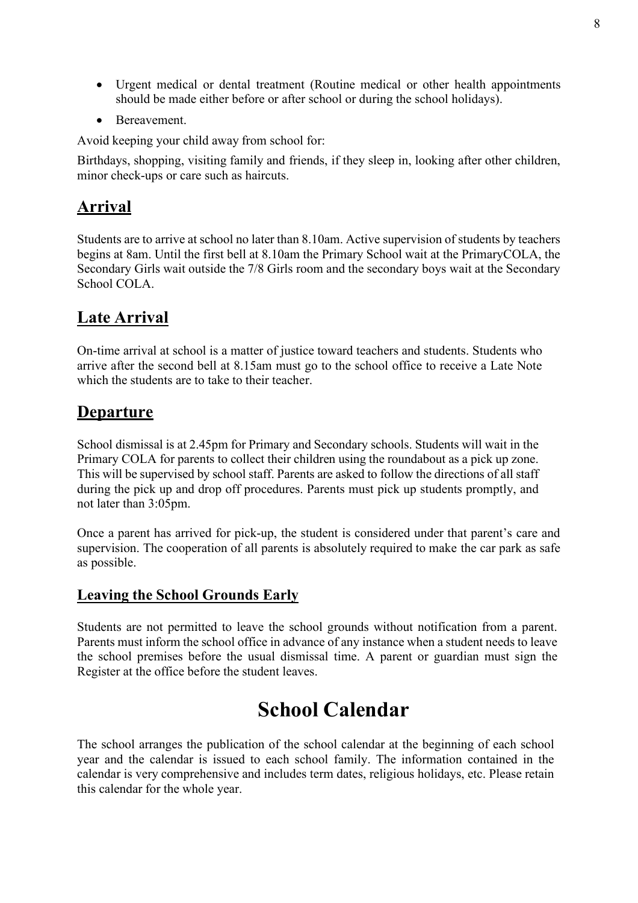- Urgent medical or dental treatment (Routine medical or other health appointments should be made either before or after school or during the school holidays).
- Bereavement.

Avoid keeping your child away from school for:

Birthdays, shopping, visiting family and friends, if they sleep in, looking after other children, minor check-ups or care such as haircuts.

## Arrival

Students are to arrive at school no later than 8.10am. Active supervision of students by teachers begins at 8am. Until the first bell at 8.10am the Primary School wait at the PrimaryCOLA, the Secondary Girls wait outside the 7/8 Girls room and the secondary boys wait at the Secondary School COLA.

## Late Arrival

On-time arrival at school is a matter of justice toward teachers and students. Students who arrive after the second bell at 8.15am must go to the school office to receive a Late Note which the students are to take to their teacher.

## Departure

School dismissal is at 2.45pm for Primary and Secondary schools. Students will wait in the Primary COLA for parents to collect their children using the roundabout as a pick up zone. This will be supervised by school staff. Parents are asked to follow the directions of all staff during the pick up and drop off procedures. Parents must pick up students promptly, and not later than 3:05pm.

Once a parent has arrived for pick-up, the student is considered under that parent's care and supervision. The cooperation of all parents is absolutely required to make the car park as safe as possible.

### Leaving the School Grounds Early

Students are not permitted to leave the school grounds without notification from a parent. Parents must inform the school office in advance of any instance when a student needs to leave the school premises before the usual dismissal time. A parent or guardian must sign the Register at the office before the student leaves.

# School Calendar

The school arranges the publication of the school calendar at the beginning of each school year and the calendar is issued to each school family. The information contained in the calendar is very comprehensive and includes term dates, religious holidays, etc. Please retain this calendar for the whole year.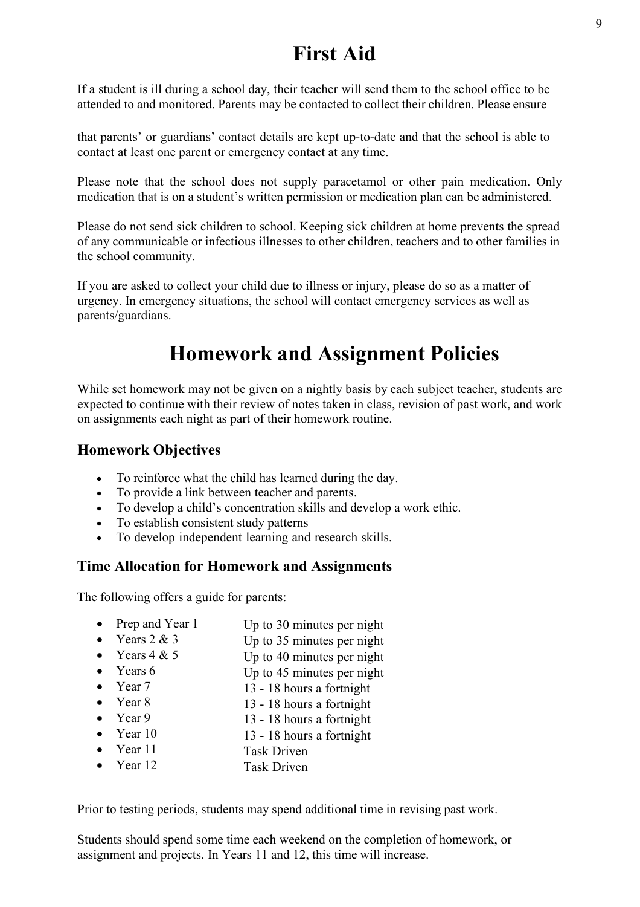# First Aid

If a student is ill during a school day, their teacher will send them to the school office to be attended to and monitored. Parents may be contacted to collect their children. Please ensure that parents' or guardians' contact details are kept up-to-date and that the school is able to contact at least one parent or emergency contact at any time.

Please note that the school does not supply paracetamol or other pain medication. Only medication that is on a student's written permission or medication plan can be administered.

Please do not send sick children to school. Keeping sick children at home prevents the spread of any communicable or infectious illnesses to other children, teachers and to other families in the school community.

If you are asked to collect your child due to illness or injury, please do so as a matter of urgency. In emergency situations, the school will contact emergency services as well as parents/guardians.

# Homework and Assignment Policies

While set homework may not be given on a nightly basis by each subject teacher, students are expected to continue with their review of notes taken in class, revision of past work, and work on assignments each night as part of their homework routine.

### Homework Objectives

- To reinforce what the child has learned during the day.
- To provide a link between teacher and parents.
- To develop a child's concentration skills and develop a work ethic.
- To establish consistent study patterns
- To develop independent learning and research skills.

### Time Allocation for Homework and Assignments

The following offers a guide for parents:

- Prep and Year 1 — Up to 30 minutes per night
- Years 2 & 3 — Up to 35 minutes per night
- Years 4 & 5 — Up to 40 minutes per night
- Years 6 — Up to 45 minutes per night
- Year 7 — 13 - 18 hours a fortnight
- Year 8 — 13 - 18 hours a fortnight
- Year 9 — 13 - 18 hours a fortnight
- Year 10 — 13 - 18 hours a fortnight
- Year 11 — Task Driven
- Year 12 — Task Driven

Prior to testing periods, students may spend additional time in revising past work.

Students should spend some time each weekend on the completion of homework, or assignment and projects. In Years 11 and 12, this time will increase.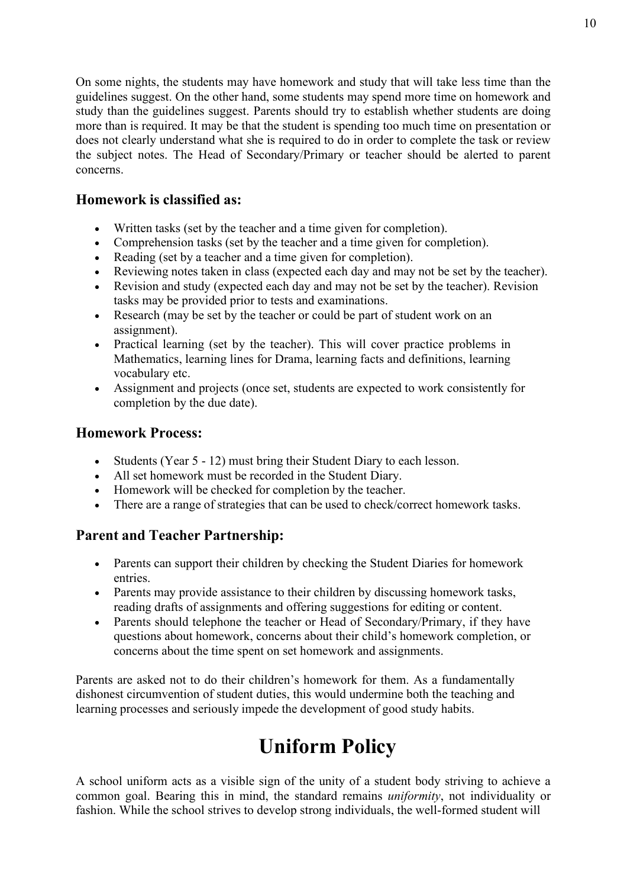On some nights, the students may have homework and study that will take less time than the guidelines suggest. On the other hand, some students may spend more time on homework and study than the guidelines suggest. Parents should try to establish whether students are doing more than is required. It may be that the student is spending too much time on presentation or does not clearly understand what she is required to do in order to complete the task or review the subject notes. The Head of Secondary/Primary or teacher should be alerted to parent concerns.

### Homework is classified as:

- Written tasks (set by the teacher and a time given for completion).
- Comprehension tasks (set by the teacher and a time given for completion).
- Reading (set by a teacher and a time given for completion).
- Reviewing notes taken in class (expected each day and may not be set by the teacher).
- Revision and study (expected each day and may not be set by the teacher). Revision tasks may be provided prior to tests and examinations.
- Research (may be set by the teacher or could be part of student work on an assignment).
- Practical learning (set by the teacher). This will cover practice problems in Mathematics, learning lines for Drama, learning facts and definitions, learning vocabulary etc.
- Assignment and projects (once set, students are expected to work consistently for completion by the due date).

### Homework Process:

- Students (Year 5 - 12) must bring their Student Diary to each lesson.
- All set homework must be recorded in the Student Diary.
- Homework will be checked for completion by the teacher.
- There are a range of strategies that can be used to check/correct homework tasks.

### Parent and Teacher Partnership:

- Parents can support their children by checking the Student Diaries for homework entries.
- Parents may provide assistance to their children by discussing homework tasks, reading drafts of assignments and offering suggestions for editing or content.
- Parents should telephone the teacher or Head of Secondary/Primary, if they have questions about homework, concerns about their child's homework completion, or concerns about the time spent on set homework and assignments.

Parents are asked not to do their children's homework for them. As a fundamentally dishonest circumvention of student duties, this would undermine both the teaching and learning processes and seriously impede the development of good study habits.

# Uniform Policy

A school uniform acts as a visible sign of the unity of a student body striving to achieve a common goal. Bearing this in mind, the standard remains *uniformity*, not individuality or fashion. While the school strives to develop strong individuals, the well-formed student will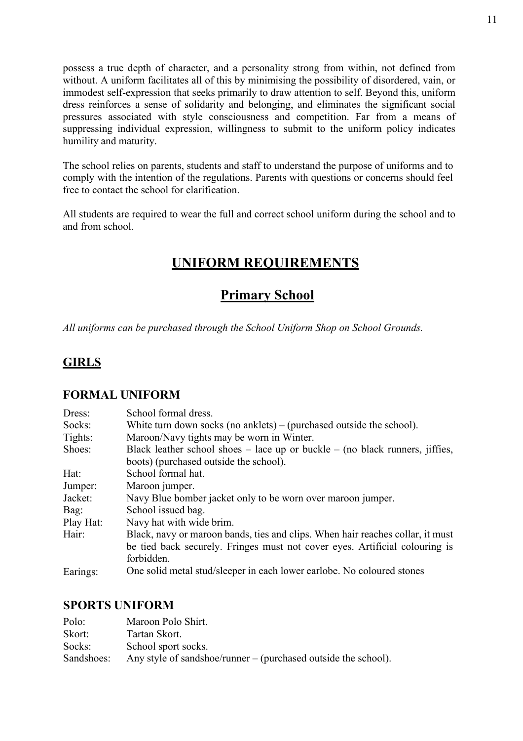possess a true depth of character, and a personality strong from within, not defined from without. A uniform facilitates all of this by minimising the possibility of disordered, vain, or immodest self-expression that seeks primarily to draw attention to self. Beyond this, uniform dress reinforces a sense of solidarity and belonging, and eliminates the significant social pressures associated with style consciousness and competition. Far from a means of suppressing individual expression, willingness to submit to the uniform policy indicates humility and maturity.

The school relies on parents, students and staff to understand the purpose of uniforms and to comply with the intention of the regulations. Parents with questions or concerns should feel free to contact the school for clarification.

All students are required to wear the full and correct school uniform during the school and to and from school.

# UNIFORM REQUIREMENTS

## Primary School

*All uniforms can be purchased through the School Uniform Shop on School Grounds.*

### GIRLS

#### FORMAL UNIFORM

| | |
|---|---|
| Dress: | School formal dress. |
| Socks: | White turn down socks (no anklets) – (purchased outside the school). |
| Tights: | Maroon/Navy tights may be worn in Winter. |
| Shoes: | Black leather school shoes – lace up or buckle – (no black runners, jiffies, boots) (purchased outside the school). |
| Hat: | School formal hat. |
| Jumper: | Maroon jumper. |
| Jacket: | Navy Blue bomber jacket only to be worn over maroon jumper. |
| Bag: | School issued bag. |
| Play Hat: | Navy hat with wide brim. |
| Hair: | Black, navy or maroon bands, ties and clips. When hair reaches collar, it must be tied back securely. Fringes must not cover eyes. Artificial colouring is forbidden. |
| Earings: | One solid metal stud/sleeper in each lower earlobe. No coloured stones |

#### SPORTS UNIFORM

| | |
|---|---|
| Polo: | Maroon Polo Shirt. |
| Skort: | Tartan Skort. |
| Socks: | School sport socks. |
| Sandshoes: | Any style of sandshoe/runner – (purchased outside the school). |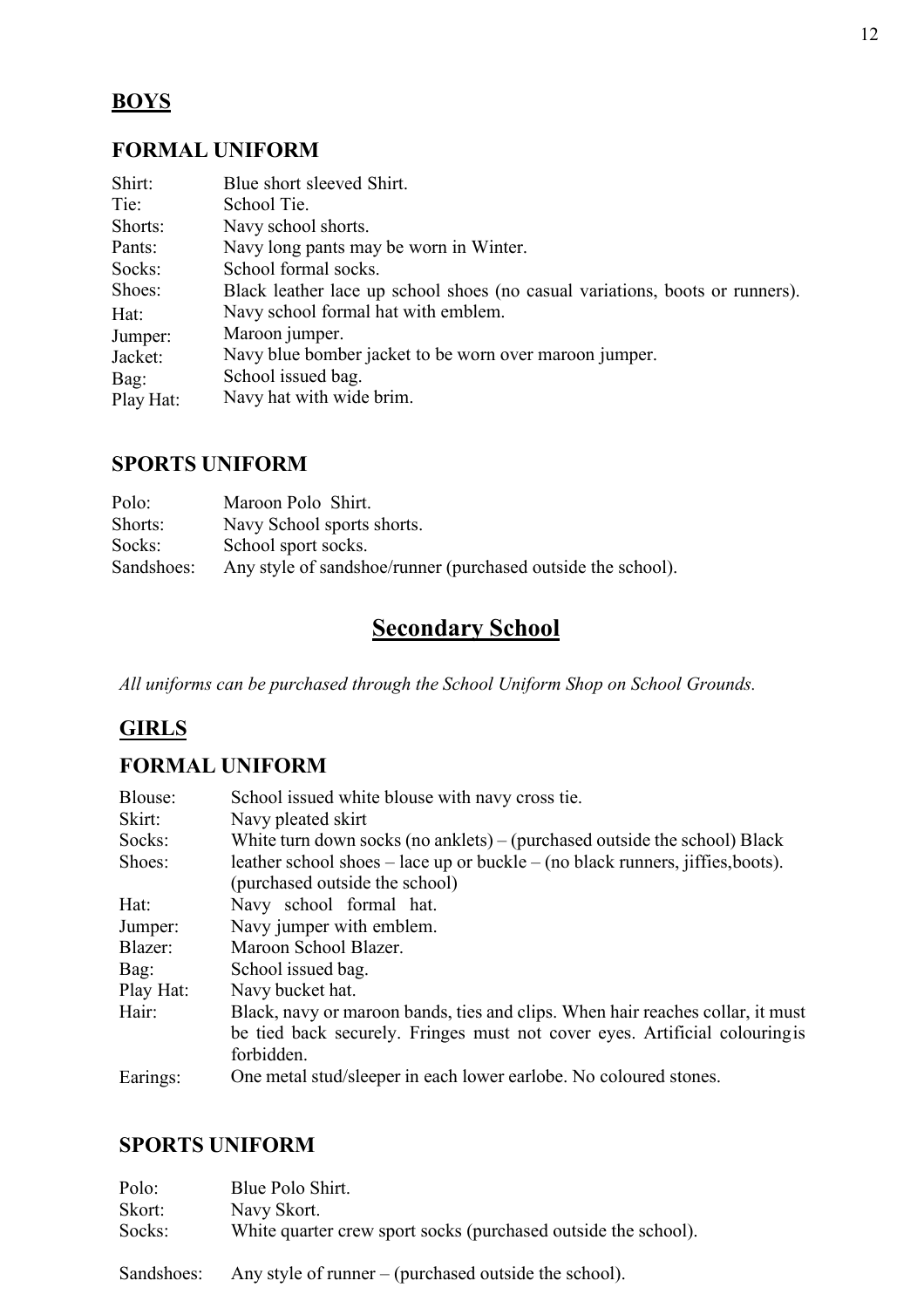## **BOYS**

### FORMAL UNIFORM

| | |
|---|---|
| Shirt: | Blue short sleeved Shirt. |
| Tie: | School Tie. |
| Shorts: | Navy school shorts. |
| Pants: | Navy long pants may be worn in Winter. |
| Socks: | School formal socks. |
| Shoes: | Black leather lace up school shoes (no casual variations, boots or runners). |
| Hat: | Navy school formal hat with emblem. |
| Jumper: | Maroon jumper. |
| Jacket: | Navy blue bomber jacket to be worn over maroon jumper. |
| Bag: | School issued bag. |
| Play Hat: | Navy hat with wide brim. |

### SPORTS UNIFORM

| | |
|---|---|
| Polo: | Maroon Polo Shirt. |
| Shorts: | Navy School sports shorts. |
| Socks: | School sport socks. |
| Sandshoes: | Any style of sandshoe/runner (purchased outside the school). |

# Secondary School

*All uniforms can be purchased through the School Uniform Shop on School Grounds.*

## **GIRLS**

### FORMAL UNIFORM

| | |
|---|---|
| Blouse: | School issued white blouse with navy cross tie. |
| Skirt: | Navy pleated skirt |
| Socks: | White turn down socks (no anklets) – (purchased outside the school) |
| Shoes: | Black leather school shoes – lace up or buckle – (no black runners, jiffies,boots). (purchased outside the school) |
| Hat: | Navy school formal hat. |
| Jumper: | Navy jumper with emblem. |
| Blazer: | Maroon School Blazer. |
| Bag: | School issued bag. |
| Play Hat: | Navy bucket hat. |
| Hair: | Black, navy or maroon bands, ties and clips. When hair reaches collar, it must be tied back securely. Fringes must not cover eyes. Artificial colouring is forbidden. |
| Earings: | One metal stud/sleeper in each lower earlobe. No coloured stones. |

### SPORTS UNIFORM

| | |
|---|---|
| Polo: | Blue Polo Shirt. |
| Skort: | Navy Skort. |
| Socks: | White quarter crew sport socks (purchased outside the school). |
| Sandshoes: | Any style of runner – (purchased outside the school). |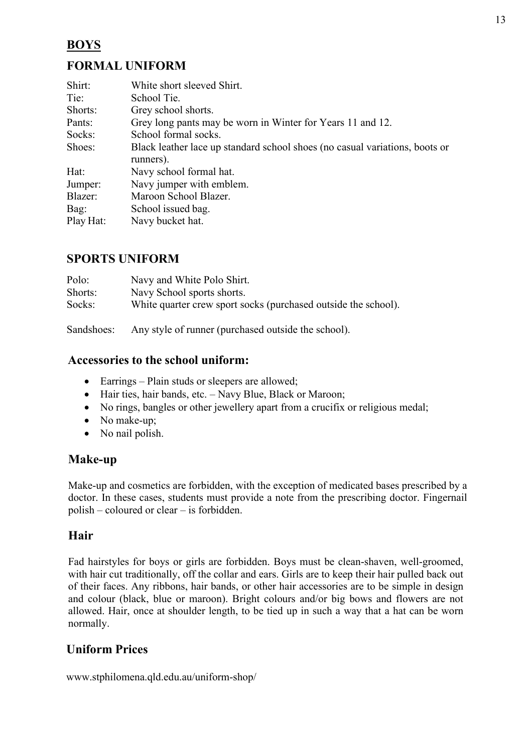## BOYS

### FORMAL UNIFORM

| | |
|---|---|
| Shirt: | White short sleeved Shirt. |
| Tie: | School Tie. |
| Shorts: | Grey school shorts. |
| Pants: | Grey long pants may be worn in Winter for Years 11 and 12. |
| Socks: | School formal socks. |
| Shoes: | Black leather lace up standard school shoes (no casual variations, boots or runners). |
| Hat: | Navy school formal hat. |
| Jumper: | Navy jumper with emblem. |
| Blazer: | Maroon School Blazer. |
| Bag: | School issued bag. |
| Play Hat: | Navy bucket hat. |

### SPORTS UNIFORM

| | |
|---|---|
| Polo: | Navy and White Polo Shirt. |
| Shorts: | Navy School sports shorts. |
| Socks: | White quarter crew sport socks (purchased outside the school). |
| Sandshoes: | Any style of runner (purchased outside the school). |

### Accessories to the school uniform:

- Earrings – Plain studs or sleepers are allowed;
- Hair ties, hair bands, etc. – Navy Blue, Black or Maroon;
- No rings, bangles or other jewellery apart from a crucifix or religious medal;
- No make-up;
- No nail polish.

### Make-up

Make-up and cosmetics are forbidden, with the exception of medicated bases prescribed by a doctor. In these cases, students must provide a note from the prescribing doctor. Fingernail polish – coloured or clear – is forbidden.

### Hair

Fad hairstyles for boys or girls are forbidden. Boys must be clean-shaven, well-groomed, with hair cut traditionally, off the collar and ears. Girls are to keep their hair pulled back out of their faces. Any ribbons, hair bands, or other hair accessories are to be simple in design and colour (black, blue or maroon). Bright colours and/or big bows and flowers are not allowed. Hair, once at shoulder length, to be tied up in such a way that a hat can be worn normally.

### Uniform Prices

www.stphilomena.qld.edu.au/uniform-shop/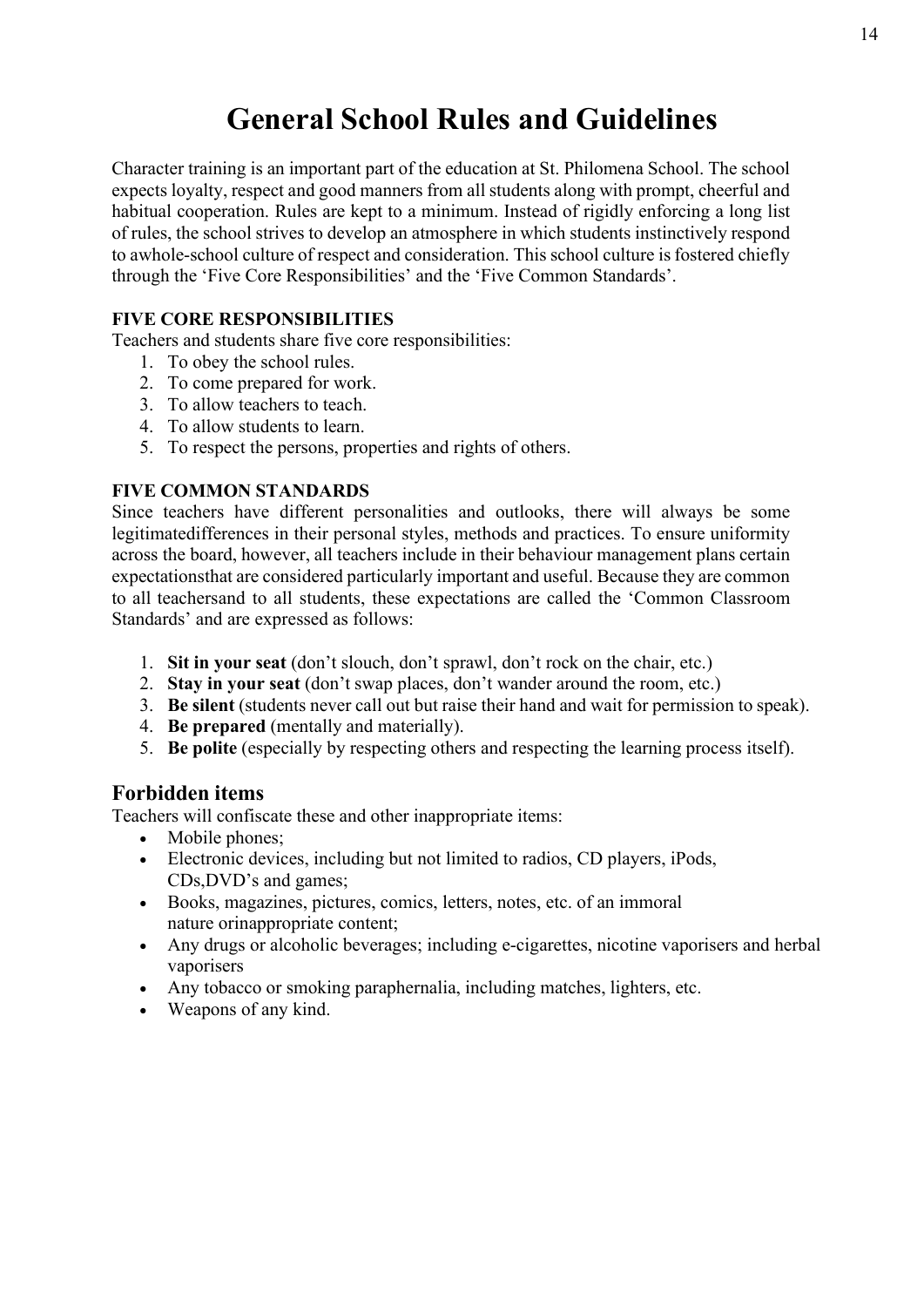# General School Rules and Guidelines

Character training is an important part of the education at St. Philomena School. The school expects loyalty, respect and good manners from all students along with prompt, cheerful and habitual cooperation. Rules are kept to a minimum. Instead of rigidly enforcing a long list of rules, the school strives to develop an atmosphere in which students instinctively respond to awhole-school culture of respect and consideration. This school culture is fostered chiefly through the 'Five Core Responsibilities' and the 'Five Common Standards'.

**FIVE CORE RESPONSIBILITIES**

Teachers and students share five core responsibilities:

1. To obey the school rules.
2. To come prepared for work.
3. To allow teachers to teach.
4. To allow students to learn.
5. To respect the persons, properties and rights of others.

**FIVE COMMON STANDARDS**

Since teachers have different personalities and outlooks, there will always be some legitimatedifferences in their personal styles, methods and practices. To ensure uniformity across the board, however, all teachers include in their behaviour management plans certain expectationsthat are considered particularly important and useful. Because they are common to all teachersand to all students, these expectations are called the 'Common Classroom Standards' and are expressed as follows:

1. **Sit in your seat** (don't slouch, don't sprawl, don't rock on the chair, etc.)
2. **Stay in your seat** (don't swap places, don't wander around the room, etc.)
3. **Be silent** (students never call out but raise their hand and wait for permission to speak).
4. **Be prepared** (mentally and materially).
5. **Be polite** (especially by respecting others and respecting the learning process itself).

## Forbidden items

Teachers will confiscate these and other inappropriate items:

- Mobile phones;
- Electronic devices, including but not limited to radios, CD players, iPods, CDs,DVD's and games;
- Books, magazines, pictures, comics, letters, notes, etc. of an immoral nature orinappropriate content;
- Any drugs or alcoholic beverages; including e-cigarettes, nicotine vaporisers and herbal vaporisers
- Any tobacco or smoking paraphernalia, including matches, lighters, etc.
- Weapons of any kind.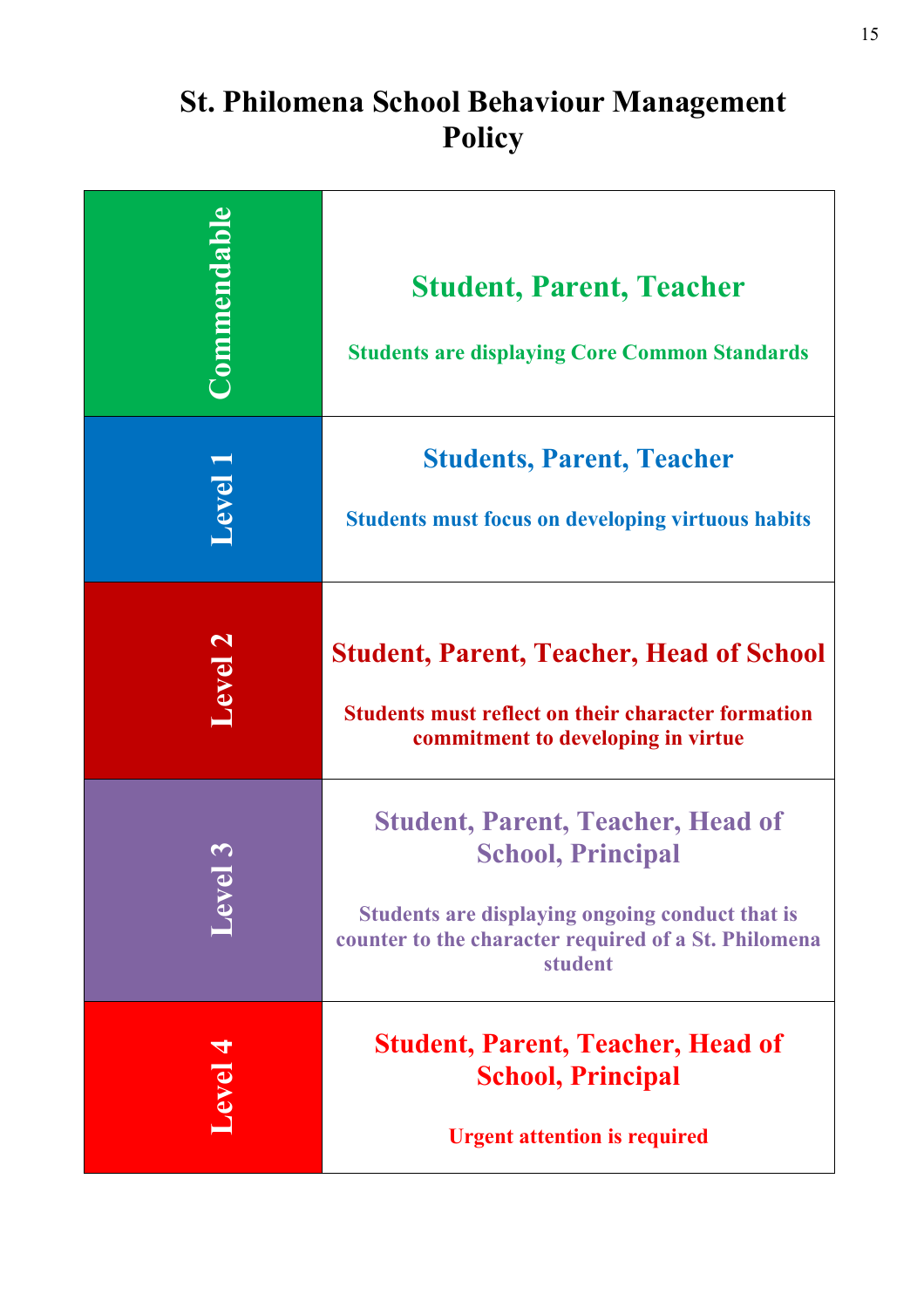# St. Philomena School Behaviour Management Policy

| Level | Involved / Description |
| --- | --- |
| **Commendable** | **Student, Parent, Teacher**<br><br>**Students are displaying Core Common Standards** |
| **Level 1** | **Students, Parent, Teacher**<br><br>**Students must focus on developing virtuous habits** |
| **Level 2** | **Student, Parent, Teacher, Head of School**<br><br>**Students must reflect on their character formation commitment to developing in virtue** |
| **Level 3** | **Student, Parent, Teacher, Head of School, Principal**<br><br>**Students are displaying ongoing conduct that is counter to the character required of a St. Philomena student** |
| **Level 4** | **Student, Parent, Teacher, Head of School, Principal**<br><br>**Urgent attention is required** |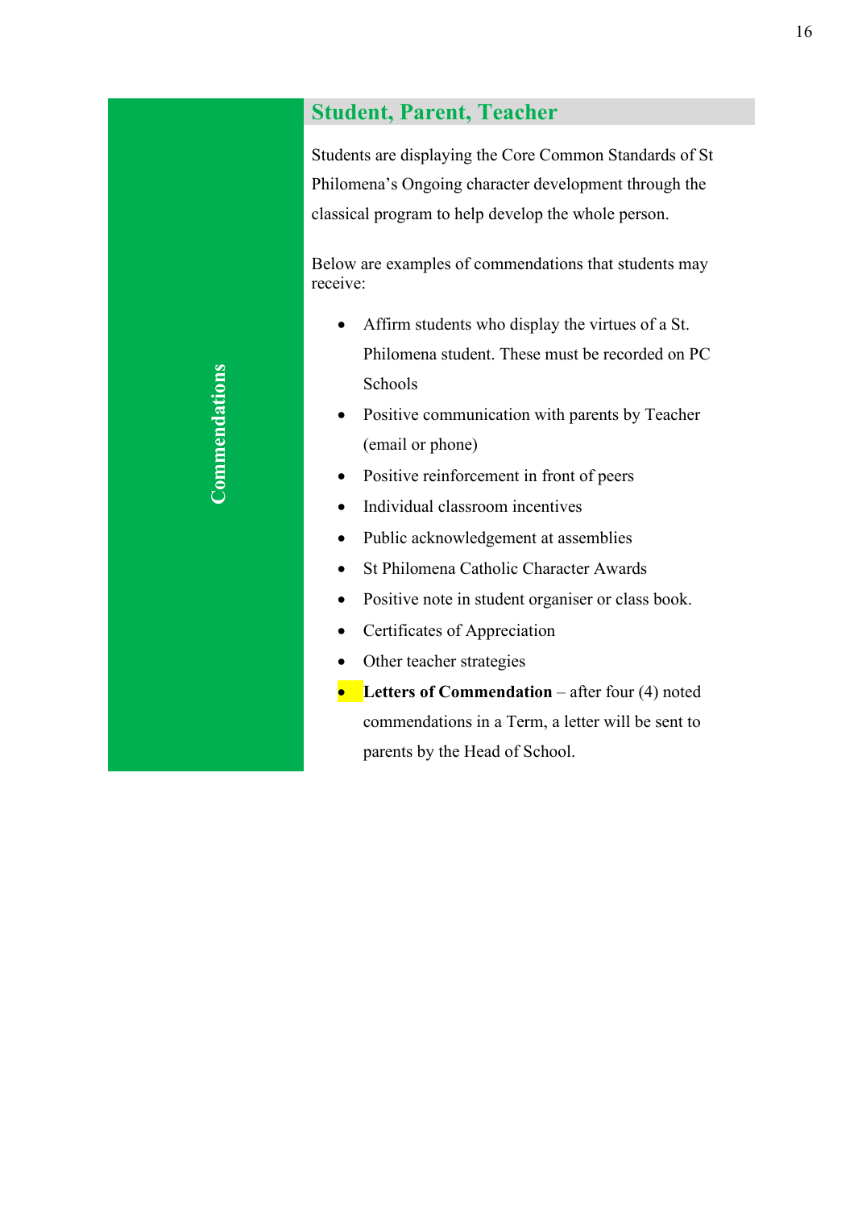## Commendations

### Student, Parent, Teacher

Students are displaying the Core Common Standards of St Philomena's Ongoing character development through the classical program to help develop the whole person.

Below are examples of commendations that students may receive:

- Affirm students who display the virtues of a St. Philomena student. These must be recorded on PC Schools
- Positive communication with parents by Teacher (email or phone)
- Positive reinforcement in front of peers
- Individual classroom incentives
- Public acknowledgement at assemblies
- St Philomena Catholic Character Awards
- Positive note in student organiser or class book.
- Certificates of Appreciation
- Other teacher strategies
- **Letters of Commendation** – after four (4) noted commendations in a Term, a letter will be sent to parents by the Head of School.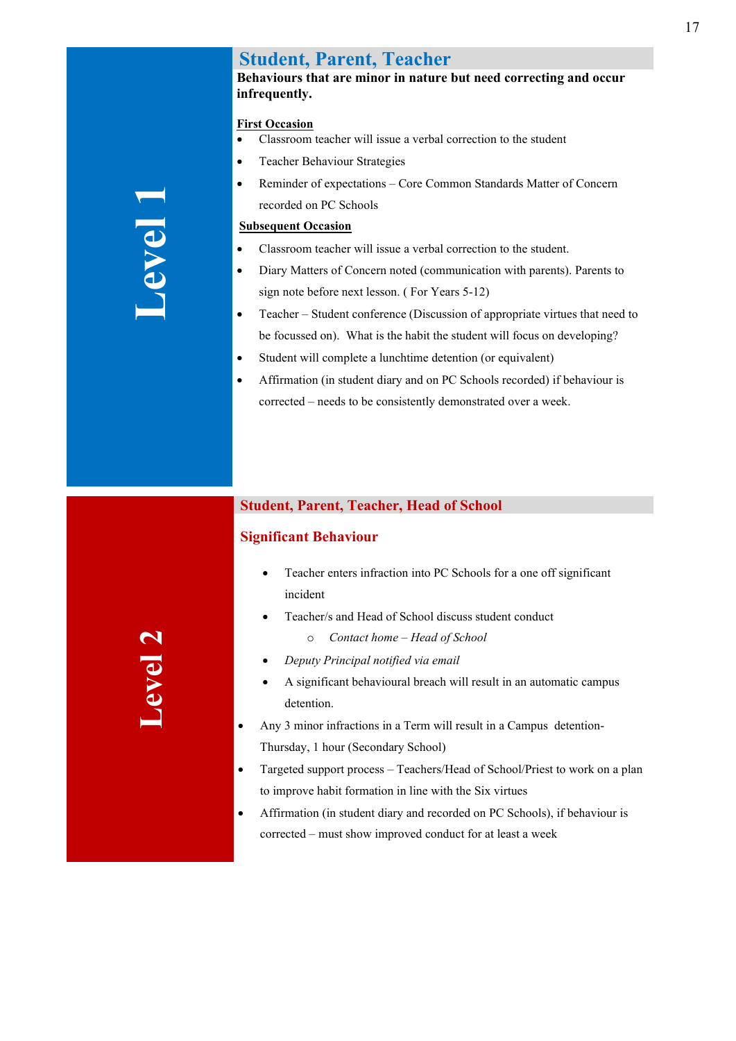## Level 1

### Student, Parent, Teacher

**Behaviours that are minor in nature but need correcting and occur infrequently.**

**First Occasion**

- Classroom teacher will issue a verbal correction to the student
- Teacher Behaviour Strategies
- Reminder of expectations – Core Common Standards Matter of Concern recorded on PC Schools

**Subsequent Occasion**

- Classroom teacher will issue a verbal correction to the student.
- Diary Matters of Concern noted (communication with parents). Parents to sign note before next lesson. ( For Years 5-12)
- Teacher – Student conference (Discussion of appropriate virtues that need to be focussed on). What is the habit the student will focus on developing?
- Student will complete a lunchtime detention (or equivalent)
- Affirmation (in student diary and on PC Schools recorded) if behaviour is corrected – needs to be consistently demonstrated over a week.

## Level 2

### Student, Parent, Teacher, Head of School

**Significant Behaviour**

- Teacher enters infraction into PC Schools for a one off significant incident
- Teacher/s and Head of School discuss student conduct
  - *Contact home – Head of School*
- *Deputy Principal notified via email*
- A significant behavioural breach will result in an automatic campus detention.
- Any 3 minor infractions in a Term will result in a Campus detention-Thursday, 1 hour (Secondary School)
- Targeted support process – Teachers/Head of School/Priest to work on a plan to improve habit formation in line with the Six virtues
- Affirmation (in student diary and recorded on PC Schools), if behaviour is corrected – must show improved conduct for at least a week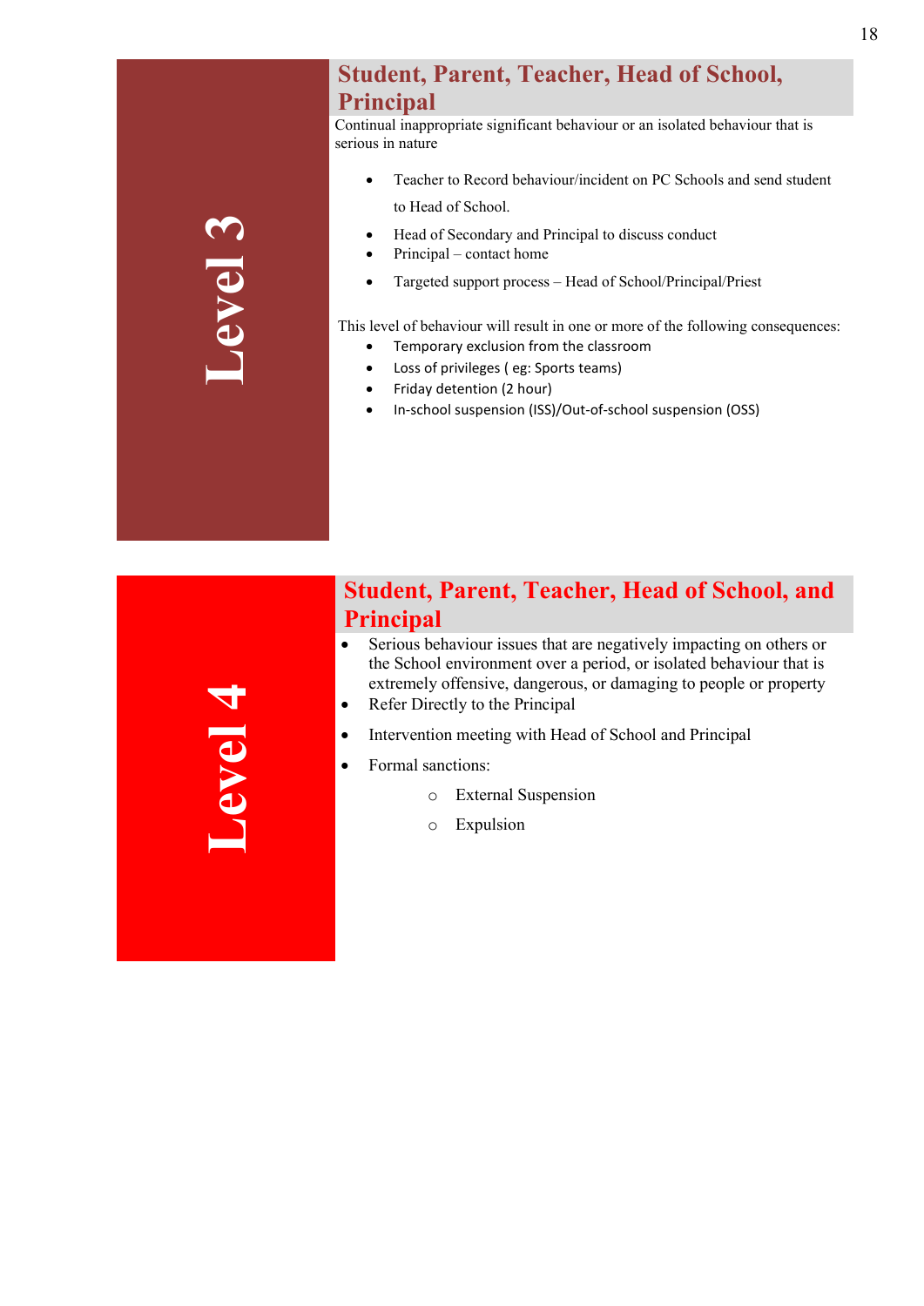## Level 3

### Student, Parent, Teacher, Head of School, Principal

Continual inappropriate significant behaviour or an isolated behaviour that is serious in nature

- Teacher to Record behaviour/incident on PC Schools and send student to Head of School.
- Head of Secondary and Principal to discuss conduct
- Principal – contact home
- Targeted support process – Head of School/Principal/Priest

This level of behaviour will result in one or more of the following consequences:

- Temporary exclusion from the classroom
- Loss of privileges ( eg: Sports teams)
- Friday detention (2 hour)
- In-school suspension (ISS)/Out-of-school suspension (OSS)

## Level 4

### Student, Parent, Teacher, Head of School, and Principal

- Serious behaviour issues that are negatively impacting on others or the School environment over a period, or isolated behaviour that is extremely offensive, dangerous, or damaging to people or property
- Refer Directly to the Principal
- Intervention meeting with Head of School and Principal
- Formal sanctions:
  - External Suspension
  - Expulsion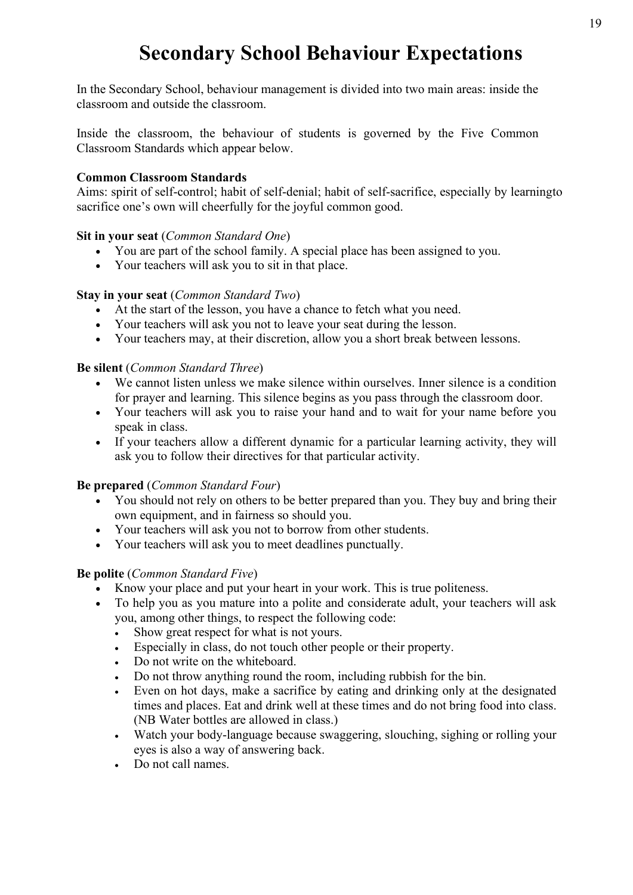# Secondary School Behaviour Expectations

In the Secondary School, behaviour management is divided into two main areas: inside the classroom and outside the classroom.

Inside the classroom, the behaviour of students is governed by the Five Common Classroom Standards which appear below.

**Common Classroom Standards**
Aims: spirit of self-control; habit of self-denial; habit of self-sacrifice, especially by learningto sacrifice one's own will cheerfully for the joyful common good.

**Sit in your seat** (*Common Standard One*)

- You are part of the school family. A special place has been assigned to you.
- Your teachers will ask you to sit in that place.

**Stay in your seat** (*Common Standard Two*)

- At the start of the lesson, you have a chance to fetch what you need.
- Your teachers will ask you not to leave your seat during the lesson.
- Your teachers may, at their discretion, allow you a short break between lessons.

**Be silent** (*Common Standard Three*)

- We cannot listen unless we make silence within ourselves. Inner silence is a condition for prayer and learning. This silence begins as you pass through the classroom door.
- Your teachers will ask you to raise your hand and to wait for your name before you speak in class.
- If your teachers allow a different dynamic for a particular learning activity, they will ask you to follow their directives for that particular activity.

**Be prepared** (*Common Standard Four*)

- You should not rely on others to be better prepared than you. They buy and bring their own equipment, and in fairness so should you.
- Your teachers will ask you not to borrow from other students.
- Your teachers will ask you to meet deadlines punctually.

**Be polite** (*Common Standard Five*)

- Know your place and put your heart in your work. This is true politeness.
- To help you as you mature into a polite and considerate adult, your teachers will ask you, among other things, to respect the following code:
  - Show great respect for what is not yours.
  - Especially in class, do not touch other people or their property.
  - Do not write on the whiteboard.
  - Do not throw anything round the room, including rubbish for the bin.
  - Even on hot days, make a sacrifice by eating and drinking only at the designated times and places. Eat and drink well at these times and do not bring food into class. (NB Water bottles are allowed in class.)
  - Watch your body-language because swaggering, slouching, sighing or rolling your eyes is also a way of answering back.
  - Do not call names.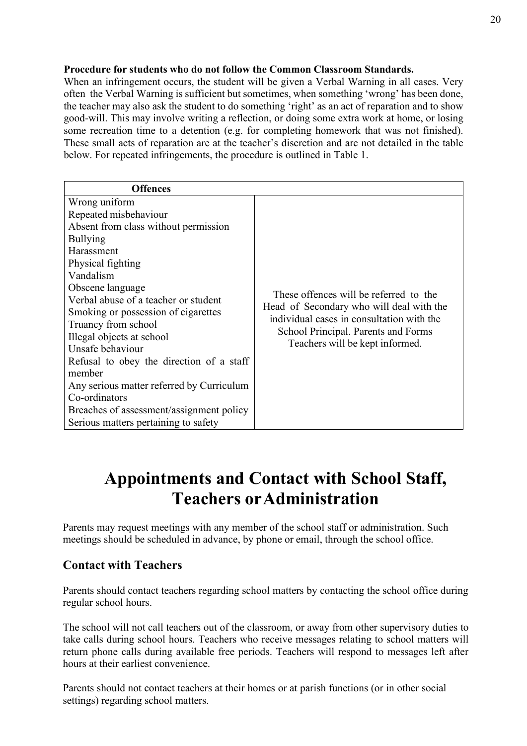**Procedure for students who do not follow the Common Classroom Standards.**

When an infringement occurs, the student will be given a Verbal Warning in all cases. Very often the Verbal Warning is sufficient but sometimes, when something 'wrong' has been done, the teacher may also ask the student to do something 'right' as an act of reparation and to show good-will. This may involve writing a reflection, or doing some extra work at home, or losing some recreation time to a detention (e.g. for completing homework that was not finished). These small acts of reparation are at the teacher's discretion and are not detailed in the table below. For repeated infringements, the procedure is outlined in Table 1.

| Offences | |
|---|---|
| Wrong uniform<br>Repeated misbehaviour<br>Absent from class without permission<br>Bullying<br>Harassment<br>Physical fighting<br>Vandalism<br>Obscene language<br>Verbal abuse of a teacher or student<br>Smoking or possession of cigarettes<br>Truancy from school<br>Illegal objects at school<br>Unsafe behaviour<br>Refusal to obey the direction of a staff member<br>Any serious matter referred by Curriculum Co-ordinators<br>Breaches of assessment/assignment policy<br>Serious matters pertaining to safety | These offences will be referred to the Head of Secondary who will deal with the individual cases in consultation with the School Principal. Parents and Forms Teachers will be kept informed. |

# Appointments and Contact with School Staff, Teachers or Administration

Parents may request meetings with any member of the school staff or administration. Such meetings should be scheduled in advance, by phone or email, through the school office.

## Contact with Teachers

Parents should contact teachers regarding school matters by contacting the school office during regular school hours.

The school will not call teachers out of the classroom, or away from other supervisory duties to take calls during school hours. Teachers who receive messages relating to school matters will return phone calls during available free periods. Teachers will respond to messages left after hours at their earliest convenience.

Parents should not contact teachers at their homes or at parish functions (or in other social settings) regarding school matters.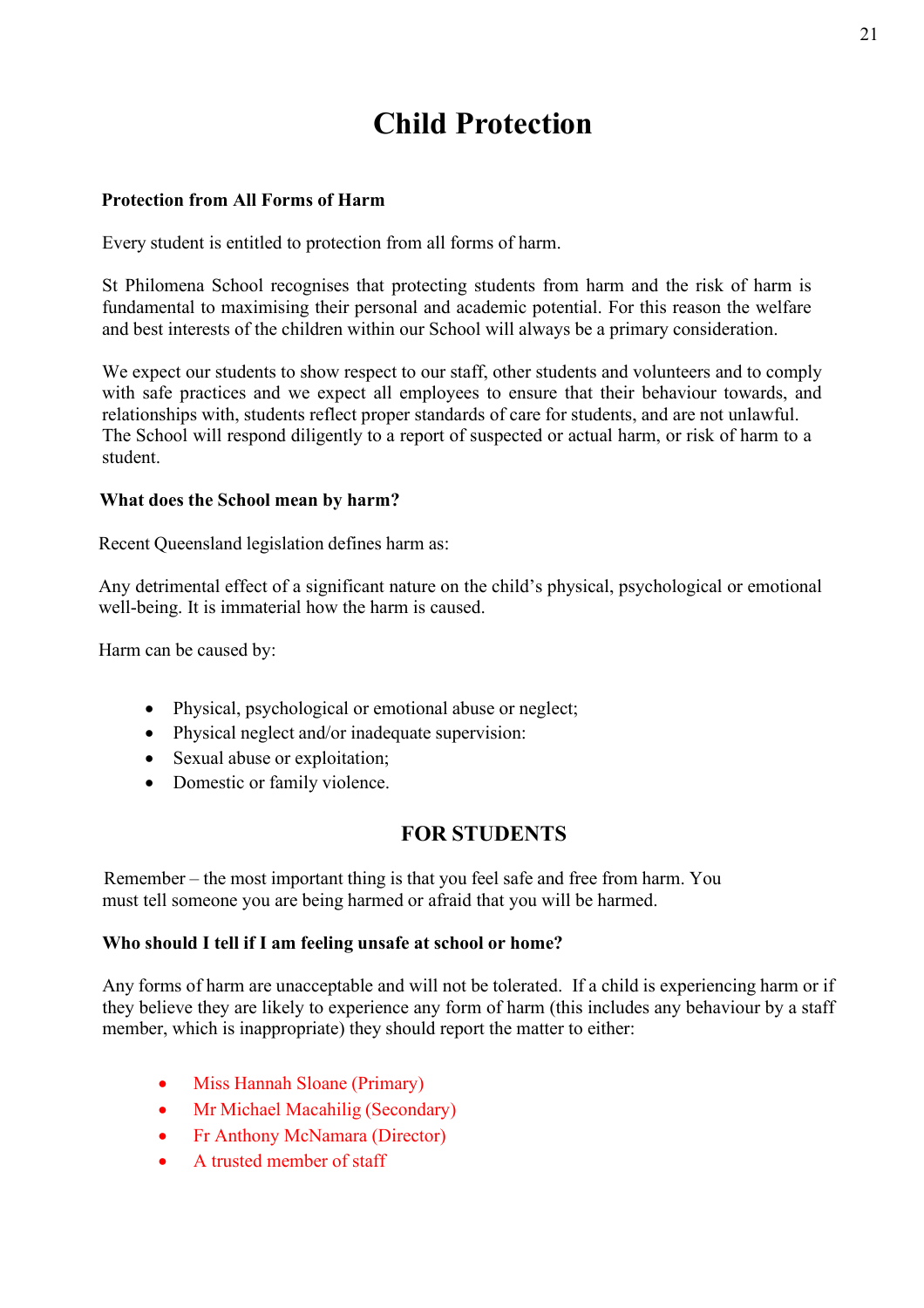# Child Protection

**Protection from All Forms of Harm**

Every student is entitled to protection from all forms of harm.

St Philomena School recognises that protecting students from harm and the risk of harm is fundamental to maximising their personal and academic potential. For this reason the welfare and best interests of the children within our School will always be a primary consideration.

We expect our students to show respect to our staff, other students and volunteers and to comply with safe practices and we expect all employees to ensure that their behaviour towards, and relationships with, students reflect proper standards of care for students, and are not unlawful. The School will respond diligently to a report of suspected or actual harm, or risk of harm to a student.

**What does the School mean by harm?**

Recent Queensland legislation defines harm as:

Any detrimental effect of a significant nature on the child's physical, psychological or emotional well-being. It is immaterial how the harm is caused.

Harm can be caused by:

- Physical, psychological or emotional abuse or neglect;
- Physical neglect and/or inadequate supervision:
- Sexual abuse or exploitation;
- Domestic or family violence.

## FOR STUDENTS

Remember – the most important thing is that you feel safe and free from harm. You must tell someone you are being harmed or afraid that you will be harmed.

**Who should I tell if I am feeling unsafe at school or home?**

Any forms of harm are unacceptable and will not be tolerated. If a child is experiencing harm or if they believe they are likely to experience any form of harm (this includes any behaviour by a staff member, which is inappropriate) they should report the matter to either:

- Miss Hannah Sloane (Primary)
- Mr Michael Macahilig (Secondary)
- Fr Anthony McNamara (Director)
- A trusted member of staff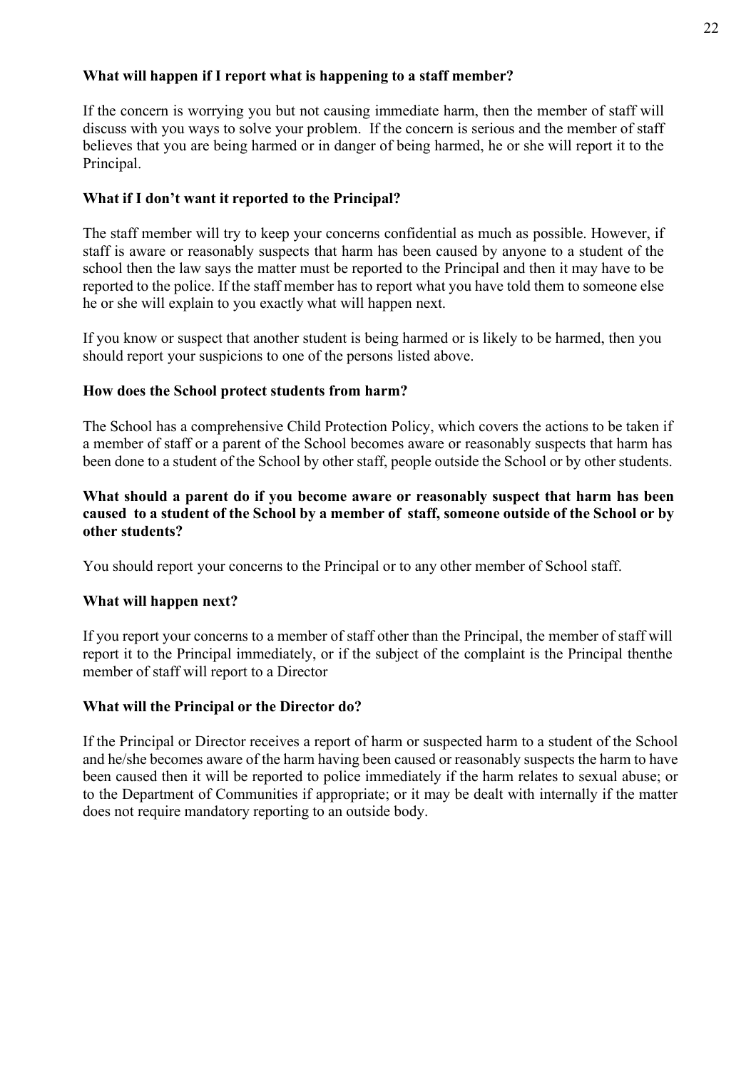**What will happen if I report what is happening to a staff member?**

If the concern is worrying you but not causing immediate harm, then the member of staff will discuss with you ways to solve your problem. If the concern is serious and the member of staff believes that you are being harmed or in danger of being harmed, he or she will report it to the Principal.

**What if I don't want it reported to the Principal?**

The staff member will try to keep your concerns confidential as much as possible. However, if staff is aware or reasonably suspects that harm has been caused by anyone to a student of the school then the law says the matter must be reported to the Principal and then it may have to be reported to the police. If the staff member has to report what you have told them to someone else he or she will explain to you exactly what will happen next.

If you know or suspect that another student is being harmed or is likely to be harmed, then you should report your suspicions to one of the persons listed above.

**How does the School protect students from harm?**

The School has a comprehensive Child Protection Policy, which covers the actions to be taken if a member of staff or a parent of the School becomes aware or reasonably suspects that harm has been done to a student of the School by other staff, people outside the School or by other students.

**What should a parent do if you become aware or reasonably suspect that harm has been caused to a student of the School by a member of staff, someone outside of the School or by other students?**

You should report your concerns to the Principal or to any other member of School staff.

**What will happen next?**

If you report your concerns to a member of staff other than the Principal, the member of staff will report it to the Principal immediately, or if the subject of the complaint is the Principal thenthe member of staff will report to a Director

**What will the Principal or the Director do?**

If the Principal or Director receives a report of harm or suspected harm to a student of the School and he/she becomes aware of the harm having been caused or reasonably suspects the harm to have been caused then it will be reported to police immediately if the harm relates to sexual abuse; or to the Department of Communities if appropriate; or it may be dealt with internally if the matter does not require mandatory reporting to an outside body.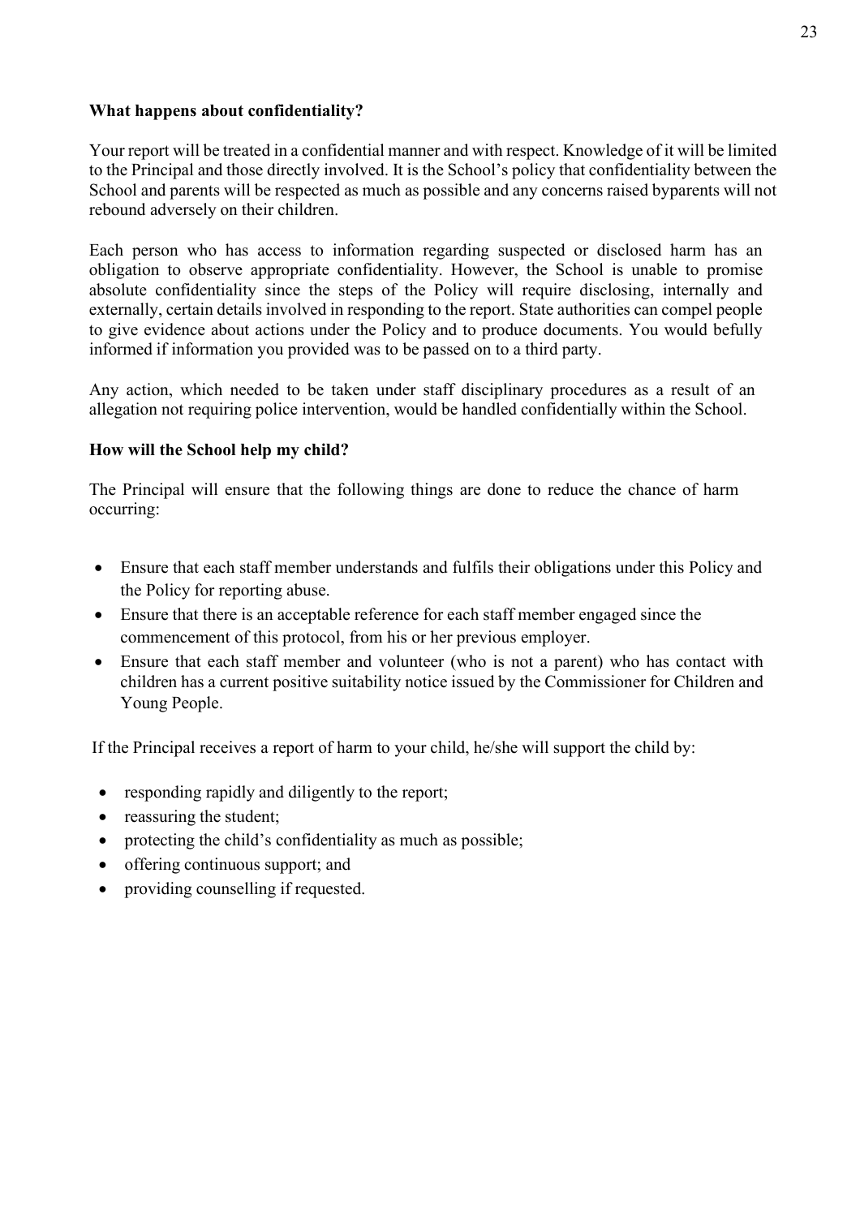**What happens about confidentiality?**

Your report will be treated in a confidential manner and with respect. Knowledge of it will be limited to the Principal and those directly involved. It is the School's policy that confidentiality between the School and parents will be respected as much as possible and any concerns raised byparents will not rebound adversely on their children.

Each person who has access to information regarding suspected or disclosed harm has an obligation to observe appropriate confidentiality. However, the School is unable to promise absolute confidentiality since the steps of the Policy will require disclosing, internally and externally, certain details involved in responding to the report. State authorities can compel people to give evidence about actions under the Policy and to produce documents. You would befully informed if information you provided was to be passed on to a third party.

Any action, which needed to be taken under staff disciplinary procedures as a result of an allegation not requiring police intervention, would be handled confidentially within the School.

**How will the School help my child?**

The Principal will ensure that the following things are done to reduce the chance of harm occurring:

- Ensure that each staff member understands and fulfils their obligations under this Policy and the Policy for reporting abuse.
- Ensure that there is an acceptable reference for each staff member engaged since the commencement of this protocol, from his or her previous employer.
- Ensure that each staff member and volunteer (who is not a parent) who has contact with children has a current positive suitability notice issued by the Commissioner for Children and Young People.

If the Principal receives a report of harm to your child, he/she will support the child by:

- responding rapidly and diligently to the report;
- reassuring the student;
- protecting the child's confidentiality as much as possible;
- offering continuous support; and
- providing counselling if requested.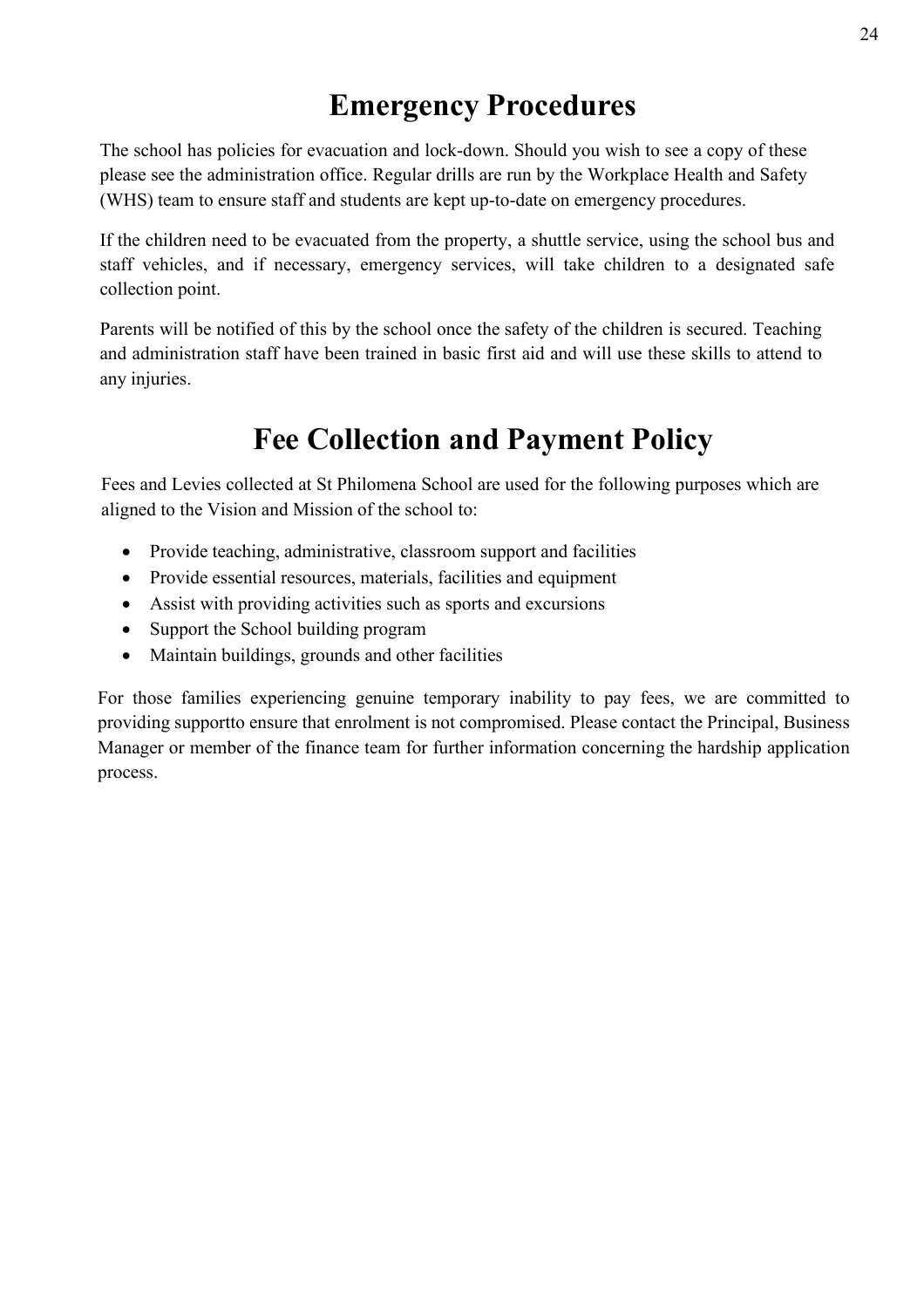# Emergency Procedures

The school has policies for evacuation and lock-down. Should you wish to see a copy of these please see the administration office. Regular drills are run by the Workplace Health and Safety (WHS) team to ensure staff and students are kept up-to-date on emergency procedures.

If the children need to be evacuated from the property, a shuttle service, using the school bus and staff vehicles, and if necessary, emergency services, will take children to a designated safe collection point.

Parents will be notified of this by the school once the safety of the children is secured. Teaching and administration staff have been trained in basic first aid and will use these skills to attend to any injuries.

# Fee Collection and Payment Policy

Fees and Levies collected at St Philomena School are used for the following purposes which are aligned to the Vision and Mission of the school to:

- Provide teaching, administrative, classroom support and facilities
- Provide essential resources, materials, facilities and equipment
- Assist with providing activities such as sports and excursions
- Support the School building program
- Maintain buildings, grounds and other facilities

For those families experiencing genuine temporary inability to pay fees, we are committed to providing supportto ensure that enrolment is not compromised. Please contact the Principal, Business Manager or member of the finance team for further information concerning the hardship application process.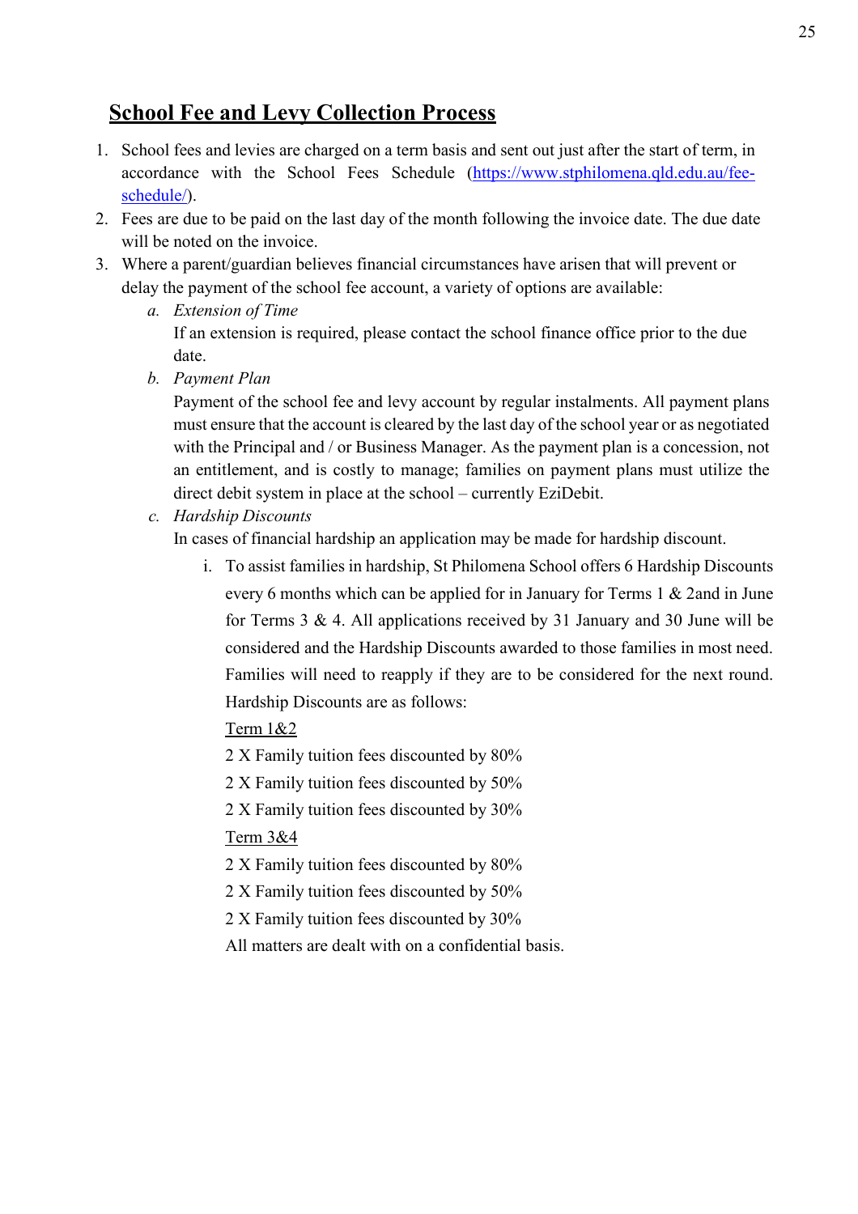## School Fee and Levy Collection Process

1. School fees and levies are charged on a term basis and sent out just after the start of term, in accordance with the School Fees Schedule (https://www.stphilomena.qld.edu.au/fee-schedule/).
2. Fees are due to be paid on the last day of the month following the invoice date. The due date will be noted on the invoice.
3. Where a parent/guardian believes financial circumstances have arisen that will prevent or delay the payment of the school fee account, a variety of options are available:
   a. *Extension of Time*
      If an extension is required, please contact the school finance office prior to the due date.
   b. *Payment Plan*
      Payment of the school fee and levy account by regular instalments. All payment plans must ensure that the account is cleared by the last day of the school year or as negotiated with the Principal and / or Business Manager. As the payment plan is a concession, not an entitlement, and is costly to manage; families on payment plans must utilize the direct debit system in place at the school – currently EziDebit.
   c. *Hardship Discounts*
      In cases of financial hardship an application may be made for hardship discount.
      i. To assist families in hardship, St Philomena School offers 6 Hardship Discounts every 6 months which can be applied for in January for Terms 1 & 2and in June for Terms 3 & 4. All applications received by 31 January and 30 June will be considered and the Hardship Discounts awarded to those families in most need. Families will need to reapply if they are to be considered for the next round. Hardship Discounts are as follows:

         <u>Term 1&2</u>

         2 X Family tuition fees discounted by 80%

         2 X Family tuition fees discounted by 50%

         2 X Family tuition fees discounted by 30%

         <u>Term 3&4</u>

         2 X Family tuition fees discounted by 80%

         2 X Family tuition fees discounted by 50%

         2 X Family tuition fees discounted by 30%

         All matters are dealt with on a confidential basis.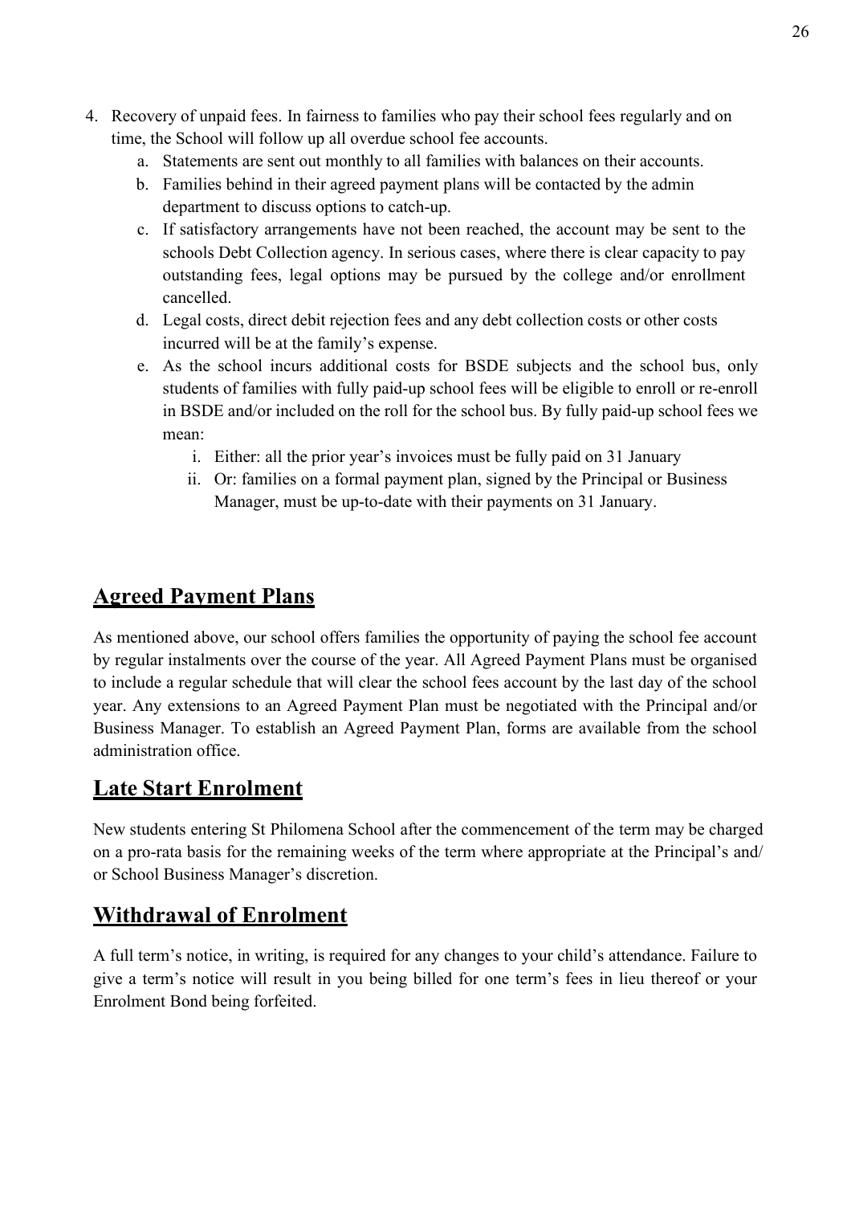4. Recovery of unpaid fees. In fairness to families who pay their school fees regularly and on time, the School will follow up all overdue school fee accounts.
    a. Statements are sent out monthly to all families with balances on their accounts.
    b. Families behind in their agreed payment plans will be contacted by the admin department to discuss options to catch-up.
    c. If satisfactory arrangements have not been reached, the account may be sent to the schools Debt Collection agency. In serious cases, where there is clear capacity to pay outstanding fees, legal options may be pursued by the college and/or enrollment cancelled.
    d. Legal costs, direct debit rejection fees and any debt collection costs or other costs incurred will be at the family's expense.
    e. As the school incurs additional costs for BSDE subjects and the school bus, only students of families with fully paid-up school fees will be eligible to enroll or re-enroll in BSDE and/or included on the roll for the school bus. By fully paid-up school fees we mean:
        i. Either: all the prior year's invoices must be fully paid on 31 January
        ii. Or: families on a formal payment plan, signed by the Principal or Business Manager, must be up-to-date with their payments on 31 January.

## Agreed Payment Plans

As mentioned above, our school offers families the opportunity of paying the school fee account by regular instalments over the course of the year. All Agreed Payment Plans must be organised to include a regular schedule that will clear the school fees account by the last day of the school year. Any extensions to an Agreed Payment Plan must be negotiated with the Principal and/or Business Manager. To establish an Agreed Payment Plan, forms are available from the school administration office.

## Late Start Enrolment

New students entering St Philomena School after the commencement of the term may be charged on a pro-rata basis for the remaining weeks of the term where appropriate at the Principal's and/ or School Business Manager's discretion.

## Withdrawal of Enrolment

A full term's notice, in writing, is required for any changes to your child's attendance. Failure to give a term's notice will result in you being billed for one term's fees in lieu thereof or your Enrolment Bond being forfeited.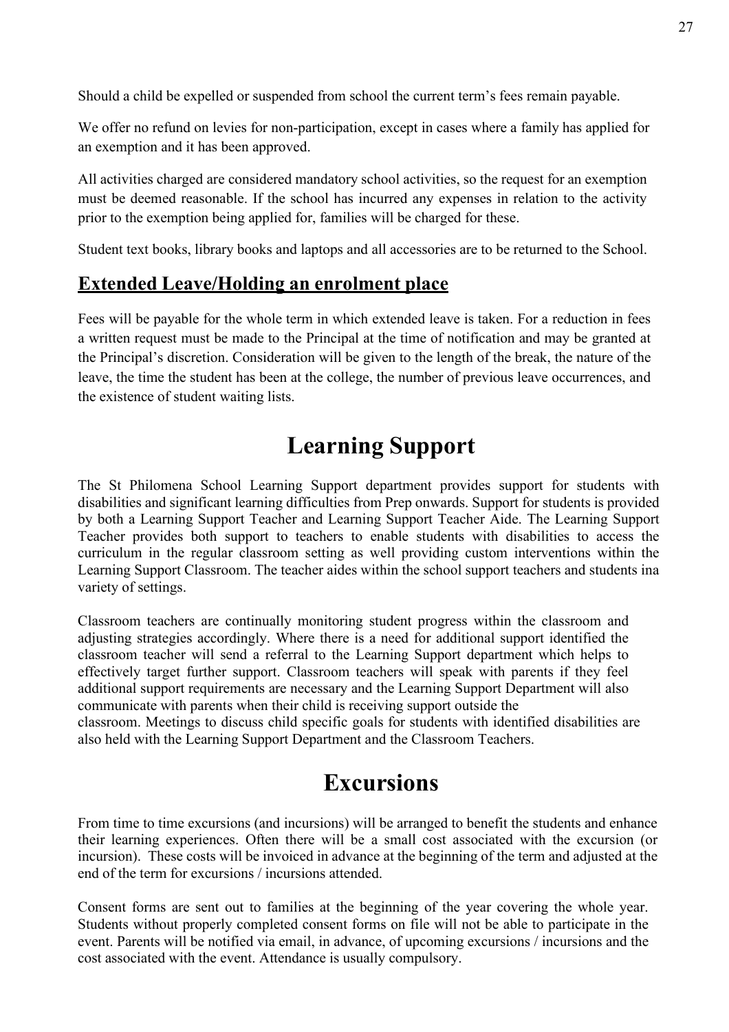Should a child be expelled or suspended from school the current term's fees remain payable.

We offer no refund on levies for non-participation, except in cases where a family has applied for an exemption and it has been approved.

All activities charged are considered mandatory school activities, so the request for an exemption must be deemed reasonable. If the school has incurred any expenses in relation to the activity prior to the exemption being applied for, families will be charged for these.

Student text books, library books and laptops and all accessories are to be returned to the School.

## **Extended Leave/Holding an enrolment place**

Fees will be payable for the whole term in which extended leave is taken. For a reduction in fees a written request must be made to the Principal at the time of notification and may be granted at the Principal's discretion. Consideration will be given to the length of the break, the nature of the leave, the time the student has been at the college, the number of previous leave occurrences, and the existence of student waiting lists.

# Learning Support

The St Philomena School Learning Support department provides support for students with disabilities and significant learning difficulties from Prep onwards. Support for students is provided by both a Learning Support Teacher and Learning Support Teacher Aide. The Learning Support Teacher provides both support to teachers to enable students with disabilities to access the curriculum in the regular classroom setting as well providing custom interventions within the Learning Support Classroom. The teacher aides within the school support teachers and students ina variety of settings.

Classroom teachers are continually monitoring student progress within the classroom and adjusting strategies accordingly. Where there is a need for additional support identified the classroom teacher will send a referral to the Learning Support department which helps to effectively target further support. Classroom teachers will speak with parents if they feel additional support requirements are necessary and the Learning Support Department will also communicate with parents when their child is receiving support outside the classroom. Meetings to discuss child specific goals for students with identified disabilities are also held with the Learning Support Department and the Classroom Teachers.

# Excursions

From time to time excursions (and incursions) will be arranged to benefit the students and enhance their learning experiences. Often there will be a small cost associated with the excursion (or incursion). These costs will be invoiced in advance at the beginning of the term and adjusted at the end of the term for excursions / incursions attended.

Consent forms are sent out to families at the beginning of the year covering the whole year. Students without properly completed consent forms on file will not be able to participate in the event. Parents will be notified via email, in advance, of upcoming excursions / incursions and the cost associated with the event. Attendance is usually compulsory.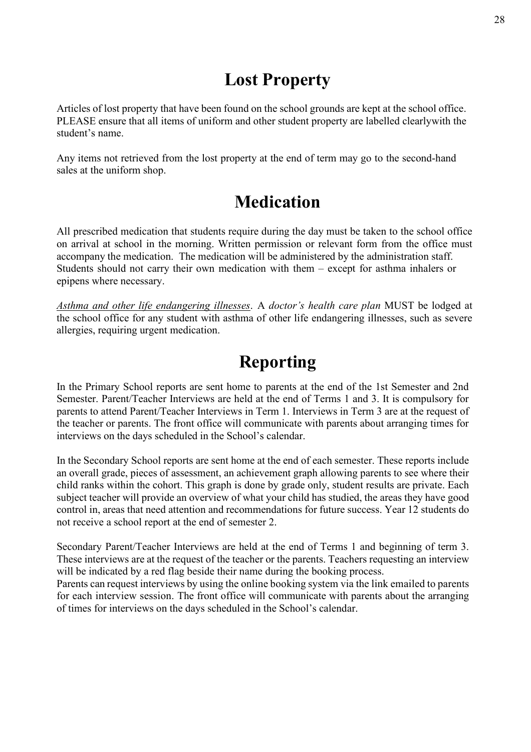# Lost Property

Articles of lost property that have been found on the school grounds are kept at the school office. PLEASE ensure that all items of uniform and other student property are labelled clearlywith the student's name.

Any items not retrieved from the lost property at the end of term may go to the second-hand sales at the uniform shop.

# Medication

All prescribed medication that students require during the day must be taken to the school office on arrival at school in the morning. Written permission or relevant form from the office must accompany the medication. The medication will be administered by the administration staff. Students should not carry their own medication with them – except for asthma inhalers or epipens where necessary.

*Asthma and other life endangering illnesses*. A *doctor's health care plan* MUST be lodged at the school office for any student with asthma of other life endangering illnesses, such as severe allergies, requiring urgent medication.

# Reporting

In the Primary School reports are sent home to parents at the end of the 1st Semester and 2nd Semester. Parent/Teacher Interviews are held at the end of Terms 1 and 3. It is compulsory for parents to attend Parent/Teacher Interviews in Term 1. Interviews in Term 3 are at the request of the teacher or parents. The front office will communicate with parents about arranging times for interviews on the days scheduled in the School's calendar.

In the Secondary School reports are sent home at the end of each semester. These reports include an overall grade, pieces of assessment, an achievement graph allowing parents to see where their child ranks within the cohort. This graph is done by grade only, student results are private. Each subject teacher will provide an overview of what your child has studied, the areas they have good control in, areas that need attention and recommendations for future success. Year 12 students do not receive a school report at the end of semester 2.

Secondary Parent/Teacher Interviews are held at the end of Terms 1 and beginning of term 3. These interviews are at the request of the teacher or the parents. Teachers requesting an interview will be indicated by a red flag beside their name during the booking process.
Parents can request interviews by using the online booking system via the link emailed to parents for each interview session. The front office will communicate with parents about the arranging of times for interviews on the days scheduled in the School's calendar.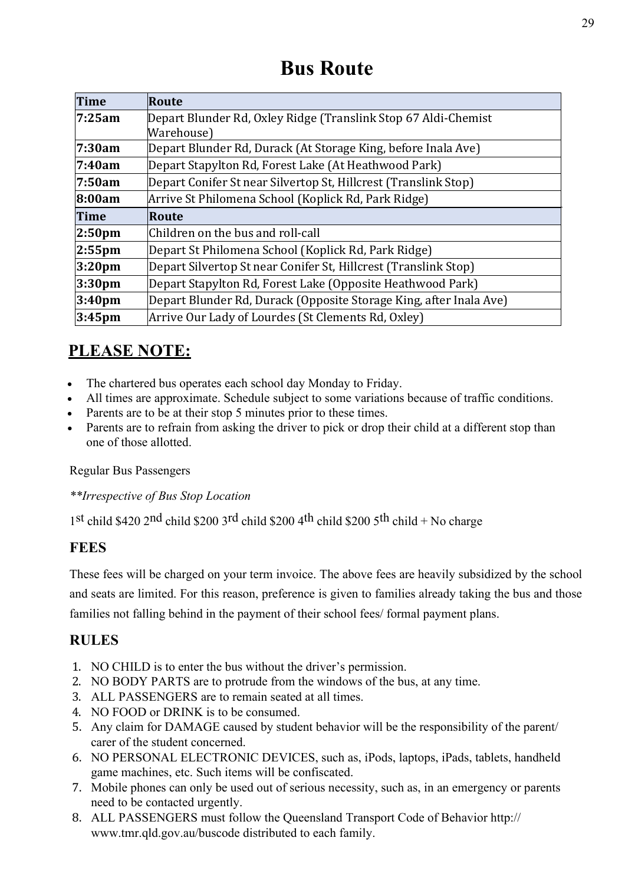# Bus Route

| Time | Route |
|---|---|
| 7:25am | Depart Blunder Rd, Oxley Ridge (Translink Stop 67 Aldi-Chemist Warehouse) |
| 7:30am | Depart Blunder Rd, Durack (At Storage King, before Inala Ave) |
| 7:40am | Depart Stapylton Rd, Forest Lake (At Heathwood Park) |
| 7:50am | Depart Conifer St near Silvertop St, Hillcrest (Translink Stop) |
| 8:00am | Arrive St Philomena School (Koplick Rd, Park Ridge) |
| **Time** | **Route** |
| 2:50pm | Children on the bus and roll-call |
| 2:55pm | Depart St Philomena School (Koplick Rd, Park Ridge) |
| 3:20pm | Depart Silvertop St near Conifer St, Hillcrest (Translink Stop) |
| 3:30pm | Depart Stapylton Rd, Forest Lake (Opposite Heathwood Park) |
| 3:40pm | Depart Blunder Rd, Durack (Opposite Storage King, after Inala Ave) |
| 3:45pm | Arrive Our Lady of Lourdes (St Clements Rd, Oxley) |

## PLEASE NOTE:

- The chartered bus operates each school day Monday to Friday.
- All times are approximate. Schedule subject to some variations because of traffic conditions.
- Parents are to be at their stop 5 minutes prior to these times.
- Parents are to refrain from asking the driver to pick or drop their child at a different stop than one of those allotted.

Regular Bus Passengers

*\*\*Irrespective of Bus Stop Location*

1st child $420 2nd child $200 3rd child $200 4th child $200 5th child + No charge

### FEES

These fees will be charged on your term invoice. The above fees are heavily subsidized by the school and seats are limited. For this reason, preference is given to families already taking the bus and those families not falling behind in the payment of their school fees/ formal payment plans.

### RULES

1. NO CHILD is to enter the bus without the driver's permission.
2. NO BODY PARTS are to protrude from the windows of the bus, at any time.
3. ALL PASSENGERS are to remain seated at all times.
4. NO FOOD or DRINK is to be consumed.
5. Any claim for DAMAGE caused by student behavior will be the responsibility of the parent/ carer of the student concerned.
6. NO PERSONAL ELECTRONIC DEVICES, such as, iPods, laptops, iPads, tablets, handheld game machines, etc. Such items will be confiscated.
7. Mobile phones can only be used out of serious necessity, such as, in an emergency or parents need to be contacted urgently.
8. ALL PASSENGERS must follow the Queensland Transport Code of Behavior http://www.tmr.qld.gov.au/buscode distributed to each family.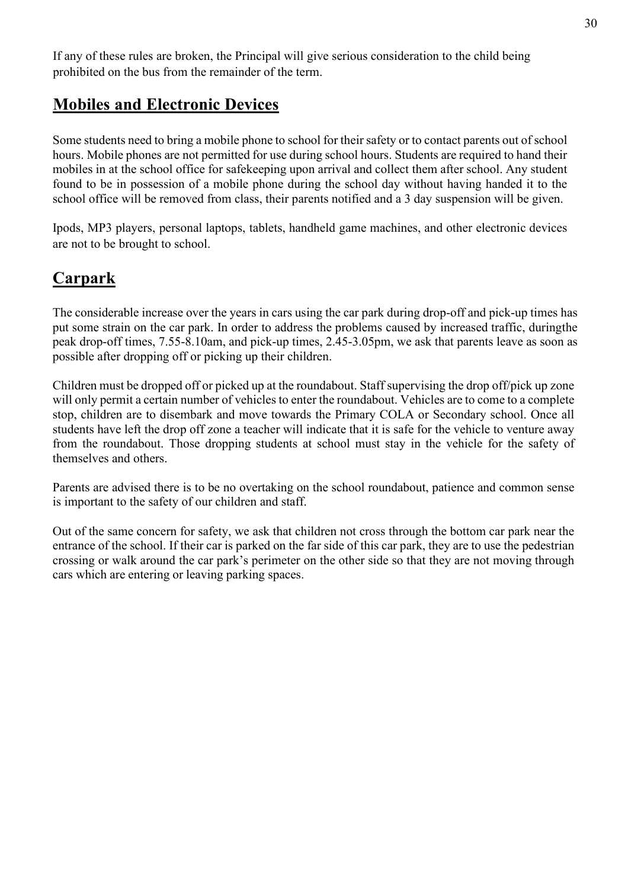If any of these rules are broken, the Principal will give serious consideration to the child being prohibited on the bus from the remainder of the term.

## Mobiles and Electronic Devices

Some students need to bring a mobile phone to school for their safety or to contact parents out of school hours. Mobile phones are not permitted for use during school hours. Students are required to hand their mobiles in at the school office for safekeeping upon arrival and collect them after school. Any student found to be in possession of a mobile phone during the school day without having handed it to the school office will be removed from class, their parents notified and a 3 day suspension will be given.

Ipods, MP3 players, personal laptops, tablets, handheld game machines, and other electronic devices are not to be brought to school.

## Carpark

The considerable increase over the years in cars using the car park during drop-off and pick-up times has put some strain on the car park. In order to address the problems caused by increased traffic, duringthe peak drop-off times, 7.55-8.10am, and pick-up times, 2.45-3.05pm, we ask that parents leave as soon as possible after dropping off or picking up their children.

Children must be dropped off or picked up at the roundabout. Staff supervising the drop off/pick up zone will only permit a certain number of vehicles to enter the roundabout. Vehicles are to come to a complete stop, children are to disembark and move towards the Primary COLA or Secondary school. Once all students have left the drop off zone a teacher will indicate that it is safe for the vehicle to venture away from the roundabout. Those dropping students at school must stay in the vehicle for the safety of themselves and others.

Parents are advised there is to be no overtaking on the school roundabout, patience and common sense is important to the safety of our children and staff.

Out of the same concern for safety, we ask that children not cross through the bottom car park near the entrance of the school. If their car is parked on the far side of this car park, they are to use the pedestrian crossing or walk around the car park's perimeter on the other side so that they are not moving through cars which are entering or leaving parking spaces.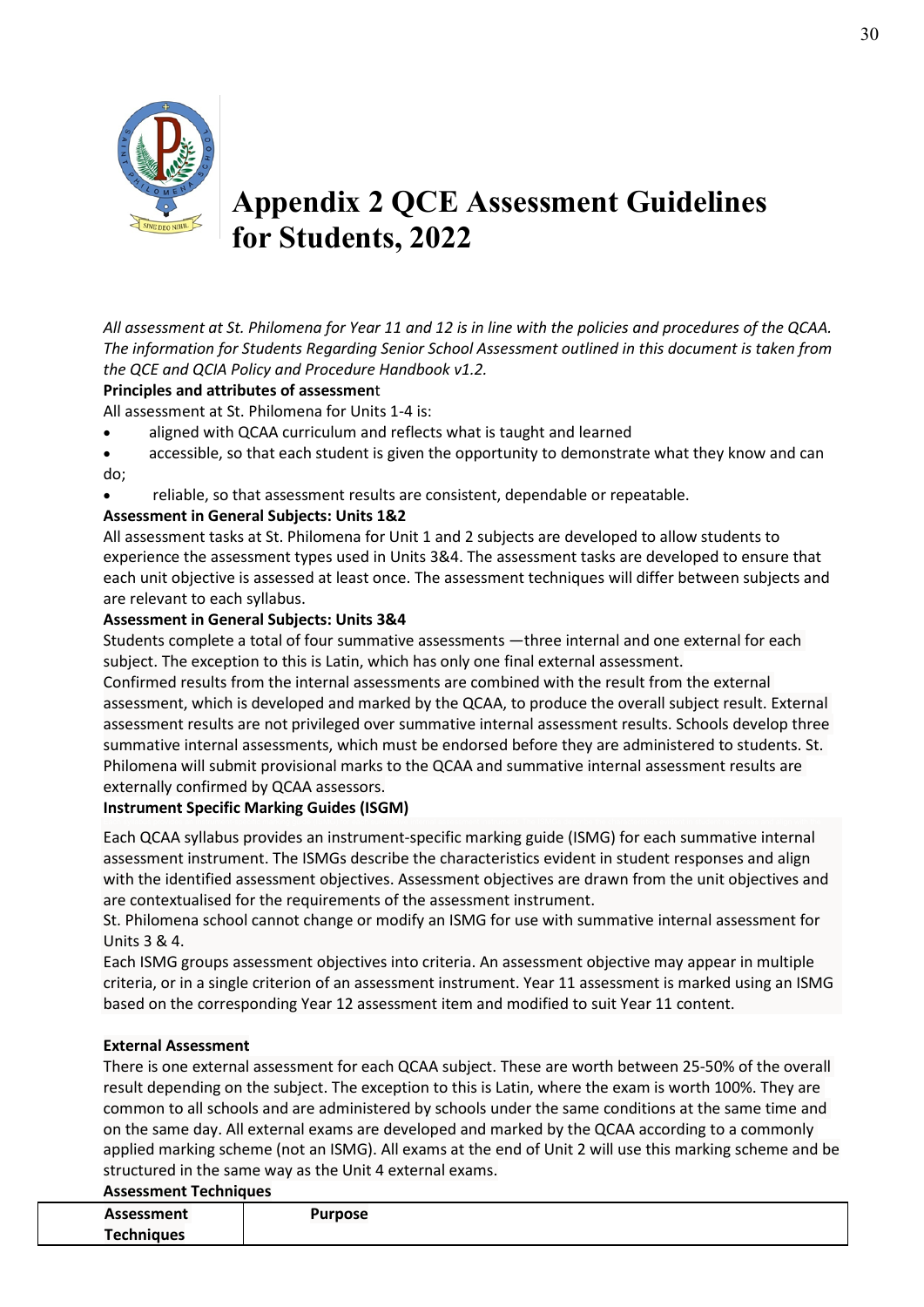# Appendix 2 QCE Assessment Guidelines for Students, 2022

*All assessment at St. Philomena for Year 11 and 12 is in line with the policies and procedures of the QCAA. The information for Students Regarding Senior School Assessment outlined in this document is taken from the QCE and QCIA Policy and Procedure Handbook v1.2.*

**Principles and attributes of assessment**

All assessment at St. Philomena for Units 1-4 is:

- aligned with QCAA curriculum and reflects what is taught and learned
- accessible, so that each student is given the opportunity to demonstrate what they know and can do;
- reliable, so that assessment results are consistent, dependable or repeatable.

**Assessment in General Subjects: Units 1&2**

All assessment tasks at St. Philomena for Unit 1 and 2 subjects are developed to allow students to experience the assessment types used in Units 3&4. The assessment tasks are developed to ensure that each unit objective is assessed at least once. The assessment techniques will differ between subjects and are relevant to each syllabus.

**Assessment in General Subjects: Units 3&4**

Students complete a total of four summative assessments —three internal and one external for each subject. The exception to this is Latin, which has only one final external assessment.

Confirmed results from the internal assessments are combined with the result from the external assessment, which is developed and marked by the QCAA, to produce the overall subject result. External assessment results are not privileged over summative internal assessment results. Schools develop three summative internal assessments, which must be endorsed before they are administered to students. St. Philomena will submit provisional marks to the QCAA and summative internal assessment results are externally confirmed by QCAA assessors.

**Instrument Specific Marking Guides (ISGM)**

Each QCAA syllabus provides an instrument-specific marking guide (ISMG) for each summative internal assessment instrument. The ISMGs describe the characteristics evident in student responses and align with the identified assessment objectives. Assessment objectives are drawn from the unit objectives and are contextualised for the requirements of the assessment instrument.

St. Philomena school cannot change or modify an ISMG for use with summative internal assessment for Units 3 & 4.

Each ISMG groups assessment objectives into criteria. An assessment objective may appear in multiple criteria, or in a single criterion of an assessment instrument. Year 11 assessment is marked using an ISMG based on the corresponding Year 12 assessment item and modified to suit Year 11 content.

**External Assessment**

There is one external assessment for each QCAA subject. These are worth between 25-50% of the overall result depending on the subject. The exception to this is Latin, where the exam is worth 100%. They are common to all schools and are administered by schools under the same conditions at the same time and on the same day. All external exams are developed and marked by the QCAA according to a commonly applied marking scheme (not an ISMG). All exams at the end of Unit 2 will use this marking scheme and be structured in the same way as the Unit 4 external exams.

**Assessment Techniques**

| Assessment Techniques | Purpose |
|---|---|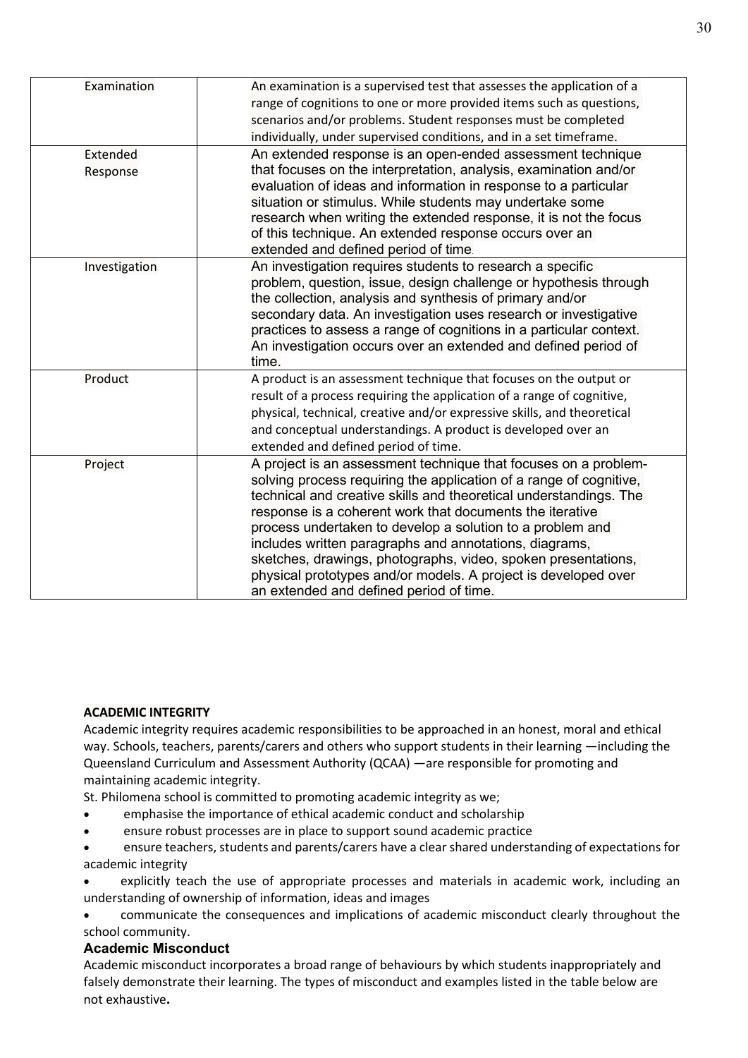| Examination | An examination is a supervised test that assesses the application of a range of cognitions to one or more provided items such as questions, scenarios and/or problems. Student responses must be completed individually, under supervised conditions, and in a set timeframe. |
| --- | --- |
| Extended Response | An extended response is an open-ended assessment technique that focuses on the interpretation, analysis, examination and/or evaluation of ideas and information in response to a particular situation or stimulus. While students may undertake some research when writing the extended response, it is not the focus of this technique. An extended response occurs over an extended and defined period of time. |
| Investigation | An investigation requires students to research a specific problem, question, issue, design challenge or hypothesis through the collection, analysis and synthesis of primary and/or secondary data. An investigation uses research or investigative practices to assess a range of cognitions in a particular context. An investigation occurs over an extended and defined period of time. |
| Product | A product is an assessment technique that focuses on the output or result of a process requiring the application of a range of cognitive, physical, technical, creative and/or expressive skills, and theoretical and conceptual understandings. A product is developed over an extended and defined period of time. |
| Project | A project is an assessment technique that focuses on a problem-solving process requiring the application of a range of cognitive, technical and creative skills and theoretical understandings. The response is a coherent work that documents the iterative process undertaken to develop a solution to a problem and includes written paragraphs and annotations, diagrams, sketches, drawings, photographs, video, spoken presentations, physical prototypes and/or models. A project is developed over an extended and defined period of time. |

**ACADEMIC INTEGRITY**

Academic integrity requires academic responsibilities to be approached in an honest, moral and ethical way. Schools, teachers, parents/carers and others who support students in their learning —including the Queensland Curriculum and Assessment Authority (QCAA) —are responsible for promoting and maintaining academic integrity.

St. Philomena school is committed to promoting academic integrity as we;

- emphasise the importance of ethical academic conduct and scholarship
- ensure robust processes are in place to support sound academic practice
- ensure teachers, students and parents/carers have a clear shared understanding of expectations for academic integrity
- explicitly teach the use of appropriate processes and materials in academic work, including an understanding of ownership of information, ideas and images
- communicate the consequences and implications of academic misconduct clearly throughout the school community.

### Academic Misconduct

Academic misconduct incorporates a broad range of behaviours by which students inappropriately and falsely demonstrate their learning. The types of misconduct and examples listed in the table below are not exhaustive**.**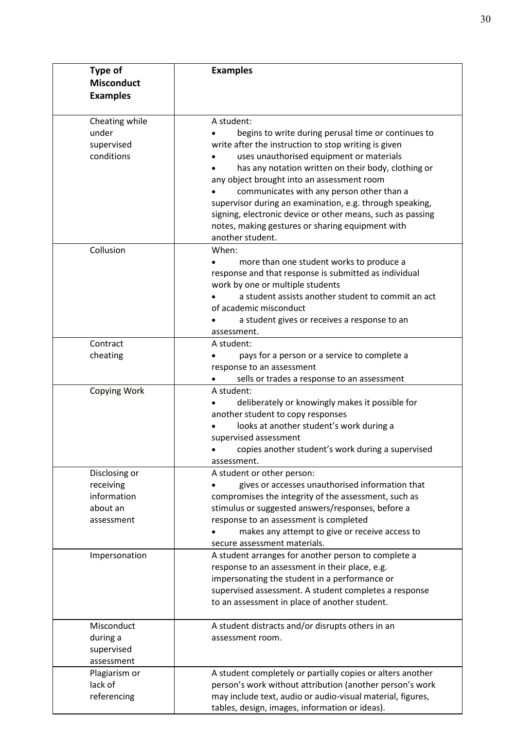| Type of Misconduct Examples | Examples |
|---|---|
| Cheating while under supervised conditions | A student:<br>• begins to write during perusal time or continues to write after the instruction to stop writing is given<br>• uses unauthorised equipment or materials<br>• has any notation written on their body, clothing or any object brought into an assessment room<br>• communicates with any person other than a supervisor during an examination, e.g. through speaking, signing, electronic device or other means, such as passing notes, making gestures or sharing equipment with another student. |
| Collusion | When:<br>• more than one student works to produce a response and that response is submitted as individual work by one or multiple students<br>• a student assists another student to commit an act of academic misconduct<br>• a student gives or receives a response to an assessment. |
| Contract cheating | A student:<br>• pays for a person or a service to complete a response to an assessment<br>• sells or trades a response to an assessment |
| Copying Work | A student:<br>• deliberately or knowingly makes it possible for another student to copy responses<br>• looks at another student's work during a supervised assessment<br>• copies another student's work during a supervised assessment. |
| Disclosing or receiving information about an assessment | A student or other person:<br>• gives or accesses unauthorised information that compromises the integrity of the assessment, such as stimulus or suggested answers/responses, before a response to an assessment is completed<br>• makes any attempt to give or receive access to secure assessment materials. |
| Impersonation | A student arranges for another person to complete a response to an assessment in their place, e.g. impersonating the student in a performance or supervised assessment. A student completes a response to an assessment in place of another student. |
| Misconduct during a supervised assessment | A student distracts and/or disrupts others in an assessment room. |
| Plagiarism or lack of referencing | A student completely or partially copies or alters another person's work without attribution (another person's work may include text, audio or audio-visual material, figures, tables, design, images, information or ideas). |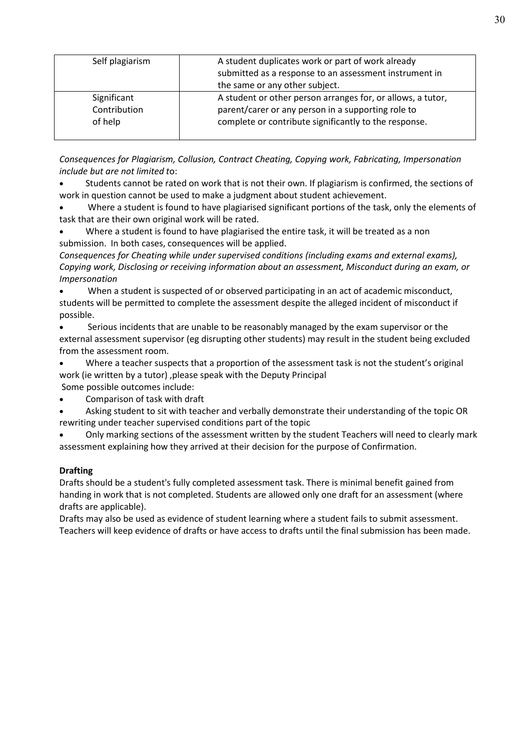| Self plagiarism | A student duplicates work or part of work already submitted as a response to an assessment instrument in the same or any other subject. |
|---|---|
| Significant Contribution of help | A student or other person arranges for, or allows, a tutor, parent/carer or any person in a supporting role to complete or contribute significantly to the response. |

*Consequences for Plagiarism, Collusion, Contract Cheating, Copying work, Fabricating, Impersonation include but are not limited to*:

- Students cannot be rated on work that is not their own. If plagiarism is confirmed, the sections of work in question cannot be used to make a judgment about student achievement.
- Where a student is found to have plagiarised significant portions of the task, only the elements of task that are their own original work will be rated.
- Where a student is found to have plagiarised the entire task, it will be treated as a non submission. In both cases, consequences will be applied.

*Consequences for Cheating while under supervised conditions (including exams and external exams), Copying work, Disclosing or receiving information about an assessment, Misconduct during an exam, or Impersonation*

- When a student is suspected of or observed participating in an act of academic misconduct, students will be permitted to complete the assessment despite the alleged incident of misconduct if possible.
- Serious incidents that are unable to be reasonably managed by the exam supervisor or the external assessment supervisor (eg disrupting other students) may result in the student being excluded from the assessment room.
- Where a teacher suspects that a proportion of the assessment task is not the student's original work (ie written by a tutor) ,please speak with the Deputy Principal

Some possible outcomes include:

- Comparison of task with draft
- Asking student to sit with teacher and verbally demonstrate their understanding of the topic OR rewriting under teacher supervised conditions part of the topic
- Only marking sections of the assessment written by the student Teachers will need to clearly mark assessment explaining how they arrived at their decision for the purpose of Confirmation.

**Drafting**

Drafts should be a student's fully completed assessment task. There is minimal benefit gained from handing in work that is not completed. Students are allowed only one draft for an assessment (where drafts are applicable).

Drafts may also be used as evidence of student learning where a student fails to submit assessment. Teachers will keep evidence of drafts or have access to drafts until the final submission has been made.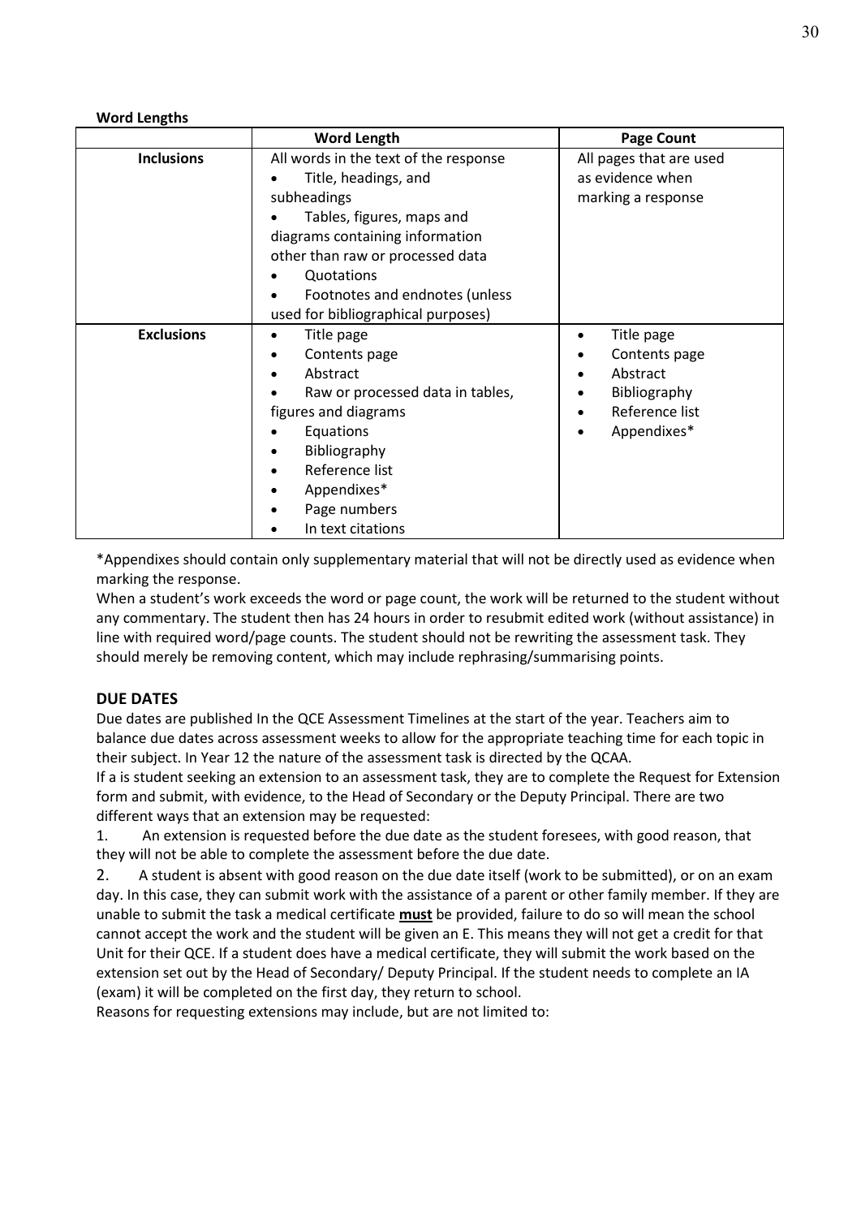**Word Lengths**

| | Word Length | Page Count |
|---|---|---|
| **Inclusions** | All words in the text of the response<br>• Title, headings, and subheadings<br>• Tables, figures, maps and diagrams containing information other than raw or processed data<br>• Quotations<br>• Footnotes and endnotes (unless used for bibliographical purposes) | All pages that are used as evidence when marking a response |
| **Exclusions** | • Title page<br>• Contents page<br>• Abstract<br>• Raw or processed data in tables, figures and diagrams<br>• Equations<br>• Bibliography<br>• Reference list<br>• Appendixes*<br>• Page numbers<br>• In text citations | • Title page<br>• Contents page<br>• Abstract<br>• Bibliography<br>• Reference list<br>• Appendixes* |

*Appendixes should contain only supplementary material that will not be directly used as evidence when marking the response.

When a student's work exceeds the word or page count, the work will be returned to the student without any commentary. The student then has 24 hours in order to resubmit edited work (without assistance) in line with required word/page counts. The student should not be rewriting the assessment task. They should merely be removing content, which may include rephrasing/summarising points.

## DUE DATES

Due dates are published In the QCE Assessment Timelines at the start of the year. Teachers aim to balance due dates across assessment weeks to allow for the appropriate teaching time for each topic in their subject. In Year 12 the nature of the assessment task is directed by the QCAA.

If a is student seeking an extension to an assessment task, they are to complete the Request for Extension form and submit, with evidence, to the Head of Secondary or the Deputy Principal. There are two different ways that an extension may be requested:

1. An extension is requested before the due date as the student foresees, with good reason, that they will not be able to complete the assessment before the due date.
2. A student is absent with good reason on the due date itself (work to be submitted), or on an exam day. In this case, they can submit work with the assistance of a parent or other family member. If they are unable to submit the task a medical certificate **<u>must</u>** be provided, failure to do so will mean the school cannot accept the work and the student will be given an E. This means they will not get a credit for that Unit for their QCE. If a student does have a medical certificate, they will submit the work based on the extension set out by the Head of Secondary/ Deputy Principal. If the student needs to complete an IA (exam) it will be completed on the first day, they return to school.

Reasons for requesting extensions may include, but are not limited to: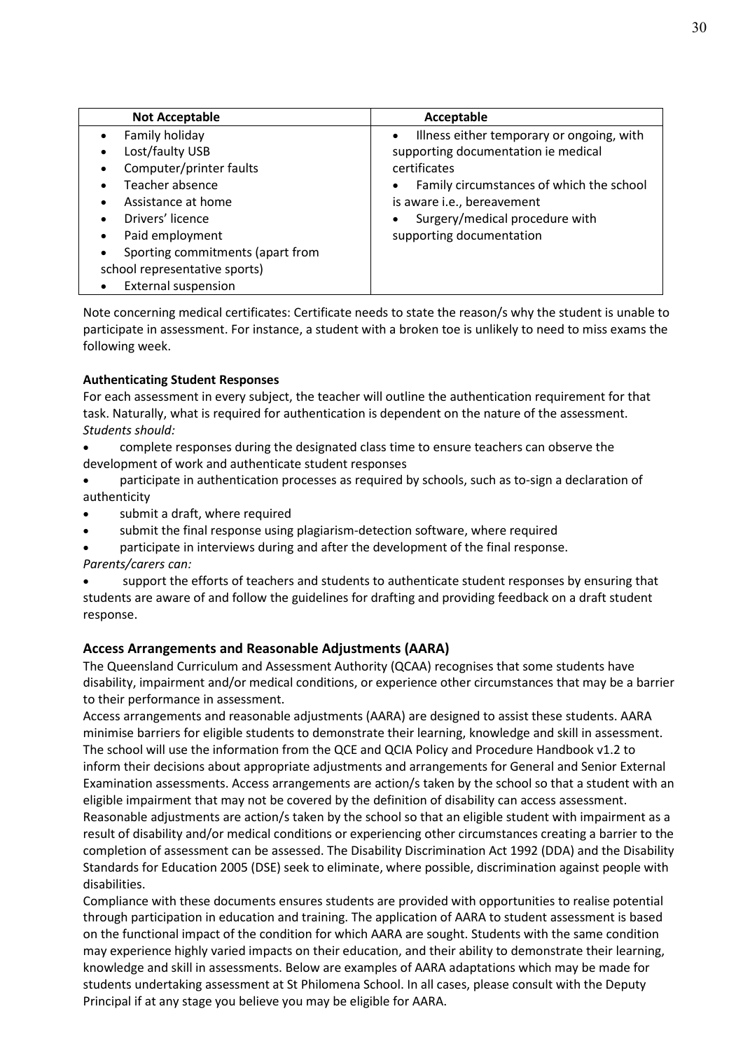| Not Acceptable | Acceptable |
|---|---|
| • Family holiday<br>• Lost/faulty USB<br>• Computer/printer faults<br>• Teacher absence<br>• Assistance at home<br>• Drivers' licence<br>• Paid employment<br>• Sporting commitments (apart from school representative sports)<br>• External suspension | • Illness either temporary or ongoing, with supporting documentation ie medical certificates<br>• Family circumstances of which the school is aware i.e., bereavement<br>• Surgery/medical procedure with supporting documentation |

Note concerning medical certificates: Certificate needs to state the reason/s why the student is unable to participate in assessment. For instance, a student with a broken toe is unlikely to need to miss exams the following week.

**Authenticating Student Responses**

For each assessment in every subject, the teacher will outline the authentication requirement for that task. Naturally, what is required for authentication is dependent on the nature of the assessment.

*Students should:*

- complete responses during the designated class time to ensure teachers can observe the development of work and authenticate student responses
- participate in authentication processes as required by schools, such as to-sign a declaration of authenticity
- submit a draft, where required
- submit the final response using plagiarism-detection software, where required
- participate in interviews during and after the development of the final response.

*Parents/carers can:*

- support the efforts of teachers and students to authenticate student responses by ensuring that students are aware of and follow the guidelines for drafting and providing feedback on a draft student response.

## Access Arrangements and Reasonable Adjustments (AARA)

The Queensland Curriculum and Assessment Authority (QCAA) recognises that some students have disability, impairment and/or medical conditions, or experience other circumstances that may be a barrier to their performance in assessment.

Access arrangements and reasonable adjustments (AARA) are designed to assist these students. AARA minimise barriers for eligible students to demonstrate their learning, knowledge and skill in assessment. The school will use the information from the QCE and QCIA Policy and Procedure Handbook v1.2 to inform their decisions about appropriate adjustments and arrangements for General and Senior External Examination assessments. Access arrangements are action/s taken by the school so that a student with an eligible impairment that may not be covered by the definition of disability can access assessment. Reasonable adjustments are action/s taken by the school so that an eligible student with impairment as a result of disability and/or medical conditions or experiencing other circumstances creating a barrier to the completion of assessment can be assessed. The Disability Discrimination Act 1992 (DDA) and the Disability Standards for Education 2005 (DSE) seek to eliminate, where possible, discrimination against people with disabilities.

Compliance with these documents ensures students are provided with opportunities to realise potential through participation in education and training. The application of AARA to student assessment is based on the functional impact of the condition for which AARA are sought. Students with the same condition may experience highly varied impacts on their education, and their ability to demonstrate their learning, knowledge and skill in assessments. Below are examples of AARA adaptations which may be made for students undertaking assessment at St Philomena School. In all cases, please consult with the Deputy Principal if at any stage you believe you may be eligible for AARA.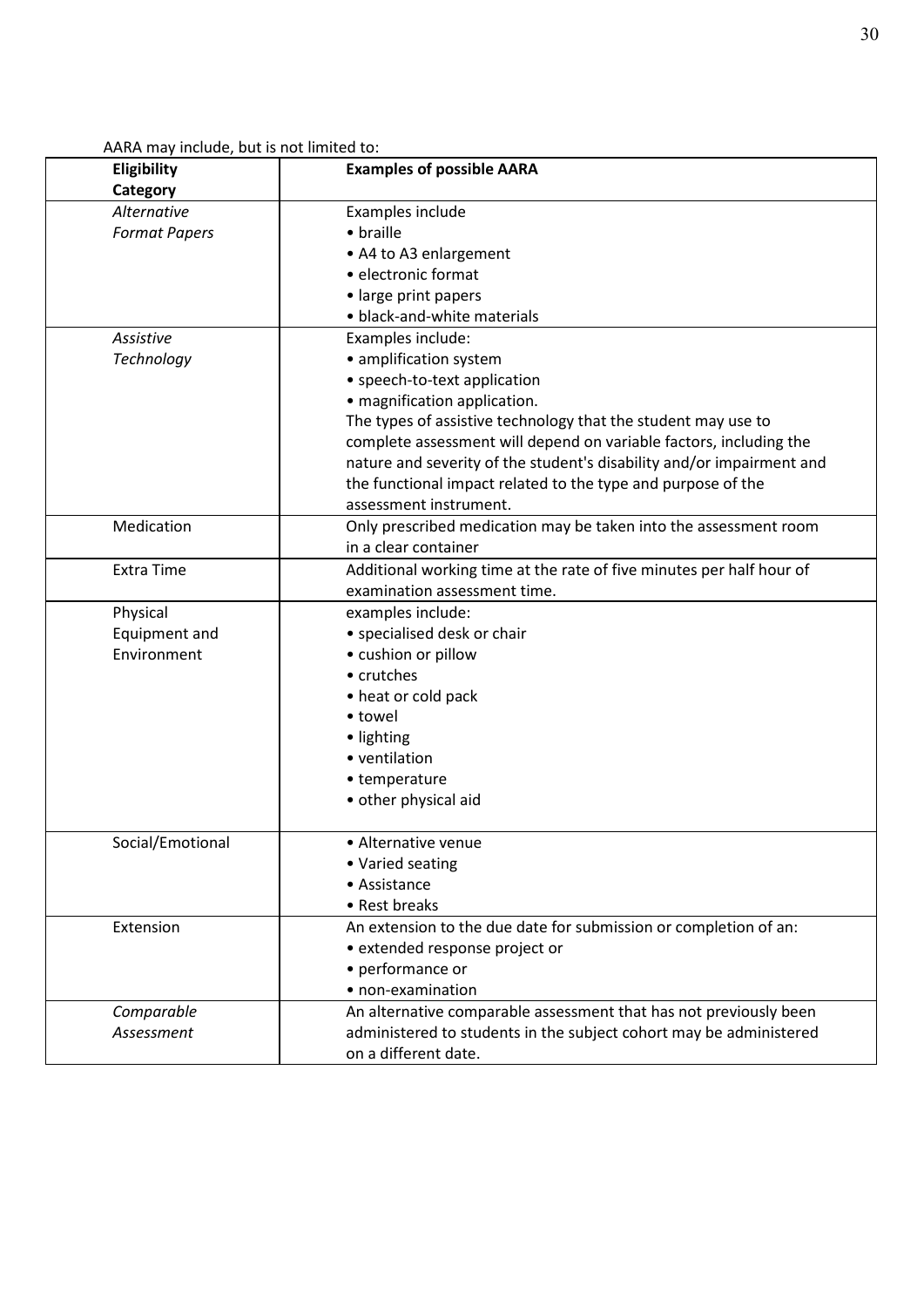AARA may include, but is not limited to:

| **Eligibility Category** | **Examples of possible AARA** |
|---|---|
| *Alternative Format Papers* | Examples include<br>• braille<br>• A4 to A3 enlargement<br>• electronic format<br>• large print papers<br>• black-and-white materials |
| *Assistive Technology* | Examples include:<br>• amplification system<br>• speech-to-text application<br>• magnification application.<br>The types of assistive technology that the student may use to complete assessment will depend on variable factors, including the nature and severity of the student's disability and/or impairment and the functional impact related to the type and purpose of the assessment instrument. |
| Medication | Only prescribed medication may be taken into the assessment room in a clear container |
| Extra Time | Additional working time at the rate of five minutes per half hour of examination assessment time. |
| Physical Equipment and Environment | examples include:<br>• specialised desk or chair<br>• cushion or pillow<br>• crutches<br>• heat or cold pack<br>• towel<br>• lighting<br>• ventilation<br>• temperature<br>• other physical aid |
| Social/Emotional | • Alternative venue<br>• Varied seating<br>• Assistance<br>• Rest breaks |
| Extension | An extension to the due date for submission or completion of an:<br>• extended response project or<br>• performance or<br>• non-examination |
| *Comparable Assessment* | An alternative comparable assessment that has not previously been administered to students in the subject cohort may be administered on a different date. |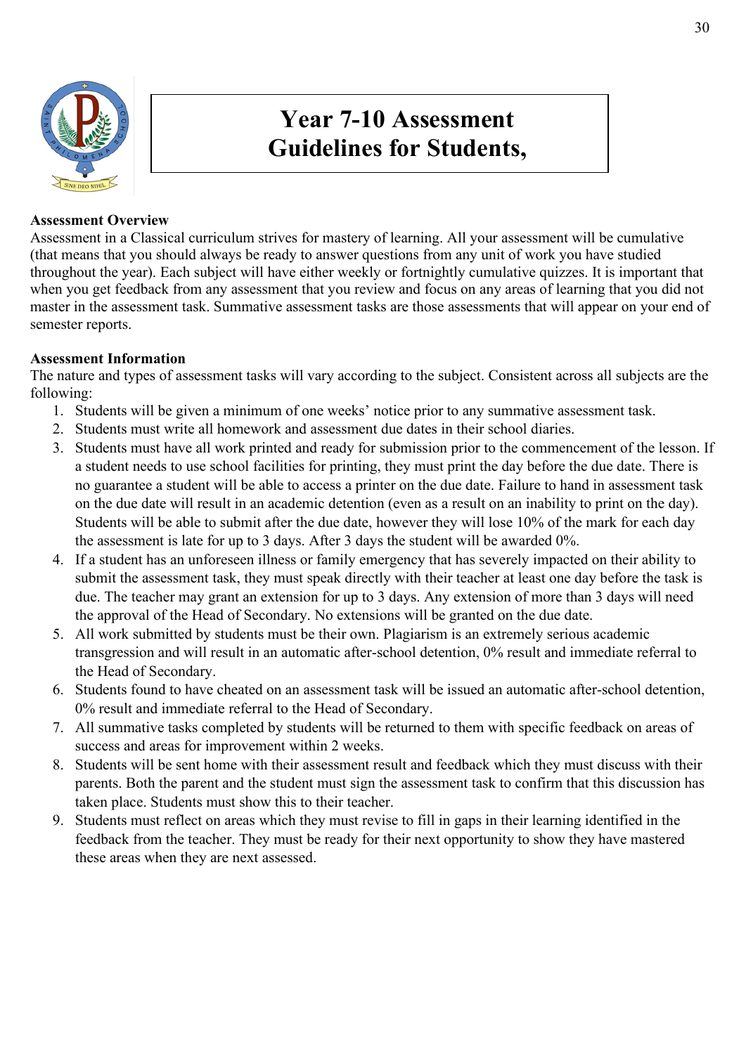# Year 7-10 Assessment Guidelines for Students,

**Assessment Overview**

Assessment in a Classical curriculum strives for mastery of learning. All your assessment will be cumulative (that means that you should always be ready to answer questions from any unit of work you have studied throughout the year). Each subject will have either weekly or fortnightly cumulative quizzes. It is important that when you get feedback from any assessment that you review and focus on any areas of learning that you did not master in the assessment task. Summative assessment tasks are those assessments that will appear on your end of semester reports.

**Assessment Information**

The nature and types of assessment tasks will vary according to the subject. Consistent across all subjects are the following:

1. Students will be given a minimum of one weeks' notice prior to any summative assessment task.
2. Students must write all homework and assessment due dates in their school diaries.
3. Students must have all work printed and ready for submission prior to the commencement of the lesson. If a student needs to use school facilities for printing, they must print the day before the due date. There is no guarantee a student will be able to access a printer on the due date. Failure to hand in assessment task on the due date will result in an academic detention (even as a result on an inability to print on the day). Students will be able to submit after the due date, however they will lose 10% of the mark for each day the assessment is late for up to 3 days. After 3 days the student will be awarded 0%.
4. If a student has an unforeseen illness or family emergency that has severely impacted on their ability to submit the assessment task, they must speak directly with their teacher at least one day before the task is due. The teacher may grant an extension for up to 3 days. Any extension of more than 3 days will need the approval of the Head of Secondary. No extensions will be granted on the due date.
5. All work submitted by students must be their own. Plagiarism is an extremely serious academic transgression and will result in an automatic after-school detention, 0% result and immediate referral to the Head of Secondary.
6. Students found to have cheated on an assessment task will be issued an automatic after-school detention, 0% result and immediate referral to the Head of Secondary.
7. All summative tasks completed by students will be returned to them with specific feedback on areas of success and areas for improvement within 2 weeks.
8. Students will be sent home with their assessment result and feedback which they must discuss with their parents. Both the parent and the student must sign the assessment task to confirm that this discussion has taken place. Students must show this to their teacher.
9. Students must reflect on areas which they must revise to fill in gaps in their learning identified in the feedback from the teacher. They must be ready for their next opportunity to show they have mastered these areas when they are next assessed.